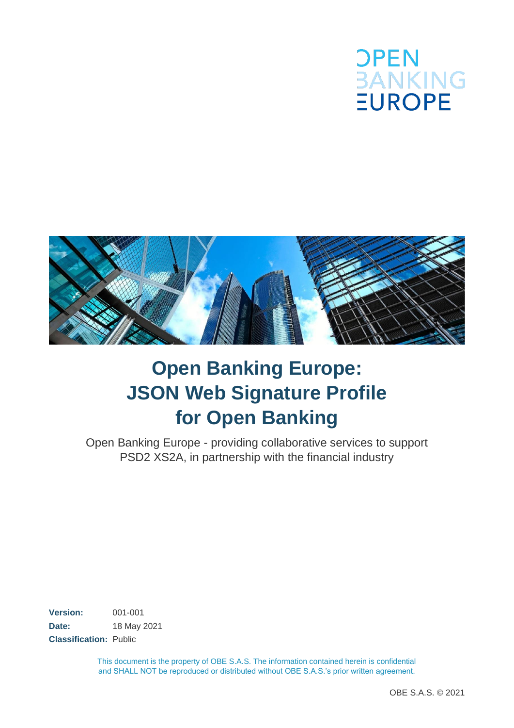OPEN BANKING EUROPE

# Open Banking Europe: JSON Web Signature Profile for Open Banking

Open Banking Europe - providing collaborative services to support PSD2 XS2A, in partnership with the financial industry

**Version:** 001-001
**Date:** 18 May 2021
**Classification:** Public

This document is the property of OBE S.A.S. The information contained herein is confidential and SHALL NOT be reproduced or distributed without OBE S.A.S.'s prior written agreement.

OBE S.A.S. © 2021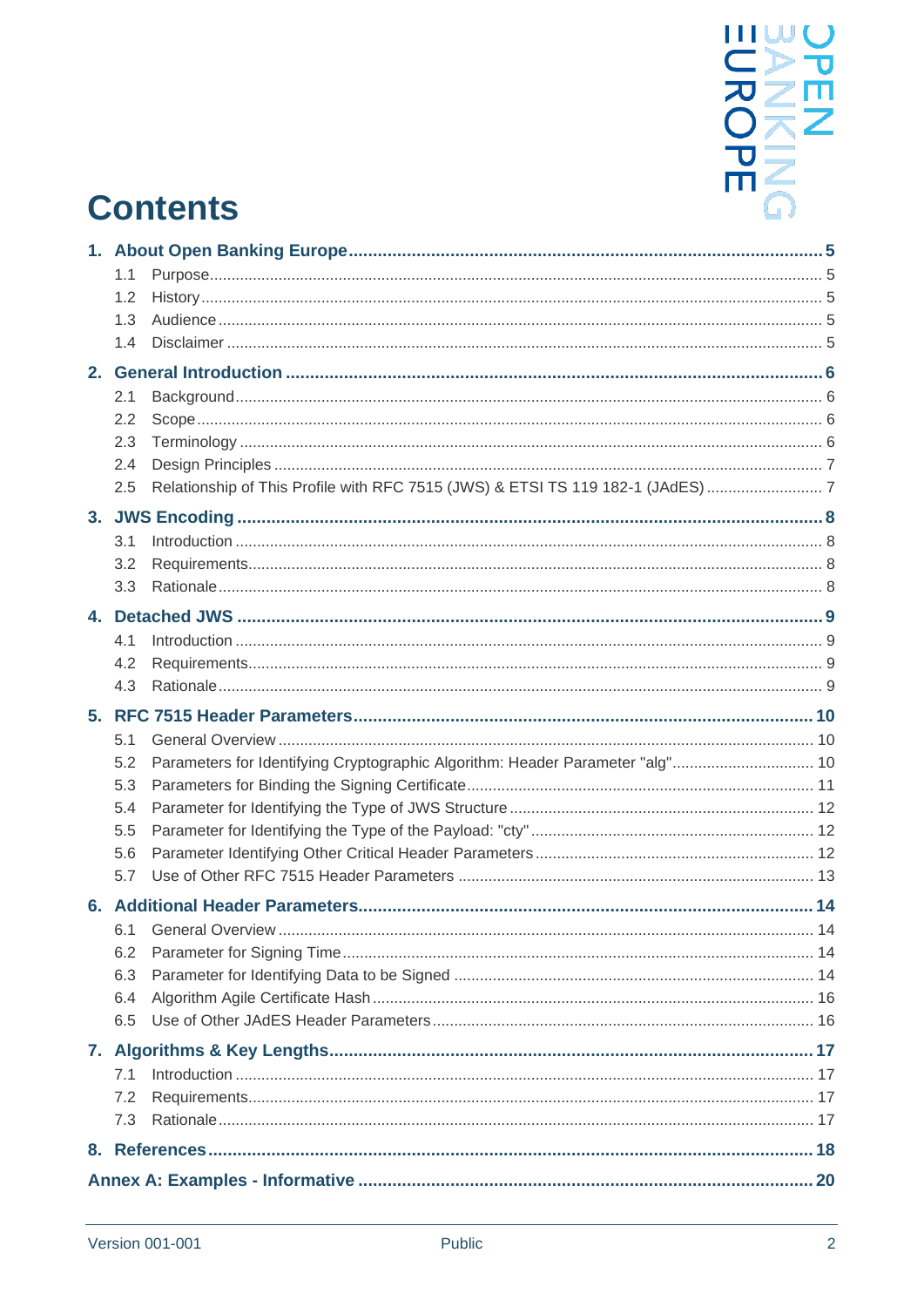# Contents

- **1. About Open Banking Europe** ..... 5
  - 1.1 Purpose ..... 5
  - 1.2 History ..... 5
  - 1.3 Audience ..... 5
  - 1.4 Disclaimer ..... 5
- **2. General Introduction** ..... 6
  - 2.1 Background ..... 6
  - 2.2 Scope ..... 6
  - 2.3 Terminology ..... 6
  - 2.4 Design Principles ..... 7
  - 2.5 Relationship of This Profile with RFC 7515 (JWS) & ETSI TS 119 182-1 (JAdES) ..... 7
- **3. JWS Encoding** ..... 8
  - 3.1 Introduction ..... 8
  - 3.2 Requirements ..... 8
  - 3.3 Rationale ..... 8
- **4. Detached JWS** ..... 9
  - 4.1 Introduction ..... 9
  - 4.2 Requirements ..... 9
  - 4.3 Rationale ..... 9
- **5. RFC 7515 Header Parameters** ..... 10
  - 5.1 General Overview ..... 10
  - 5.2 Parameters for Identifying Cryptographic Algorithm: Header Parameter "alg" ..... 10
  - 5.3 Parameters for Binding the Signing Certificate ..... 11
  - 5.4 Parameter for Identifying the Type of JWS Structure ..... 12
  - 5.5 Parameter for Identifying the Type of the Payload: "cty" ..... 12
  - 5.6 Parameter Identifying Other Critical Header Parameters ..... 12
  - 5.7 Use of Other RFC 7515 Header Parameters ..... 13
- **6. Additional Header Parameters** ..... 14
  - 6.1 General Overview ..... 14
  - 6.2 Parameter for Signing Time ..... 14
  - 6.3 Parameter for Identifying Data to be Signed ..... 14
  - 6.4 Algorithm Agile Certificate Hash ..... 16
  - 6.5 Use of Other JAdES Header Parameters ..... 16
- **7. Algorithms & Key Lengths** ..... 17
  - 7.1 Introduction ..... 17
  - 7.2 Requirements ..... 17
  - 7.3 Rationale ..... 17
- **8. References** ..... 18
- **Annex A: Examples - Informative** ..... 20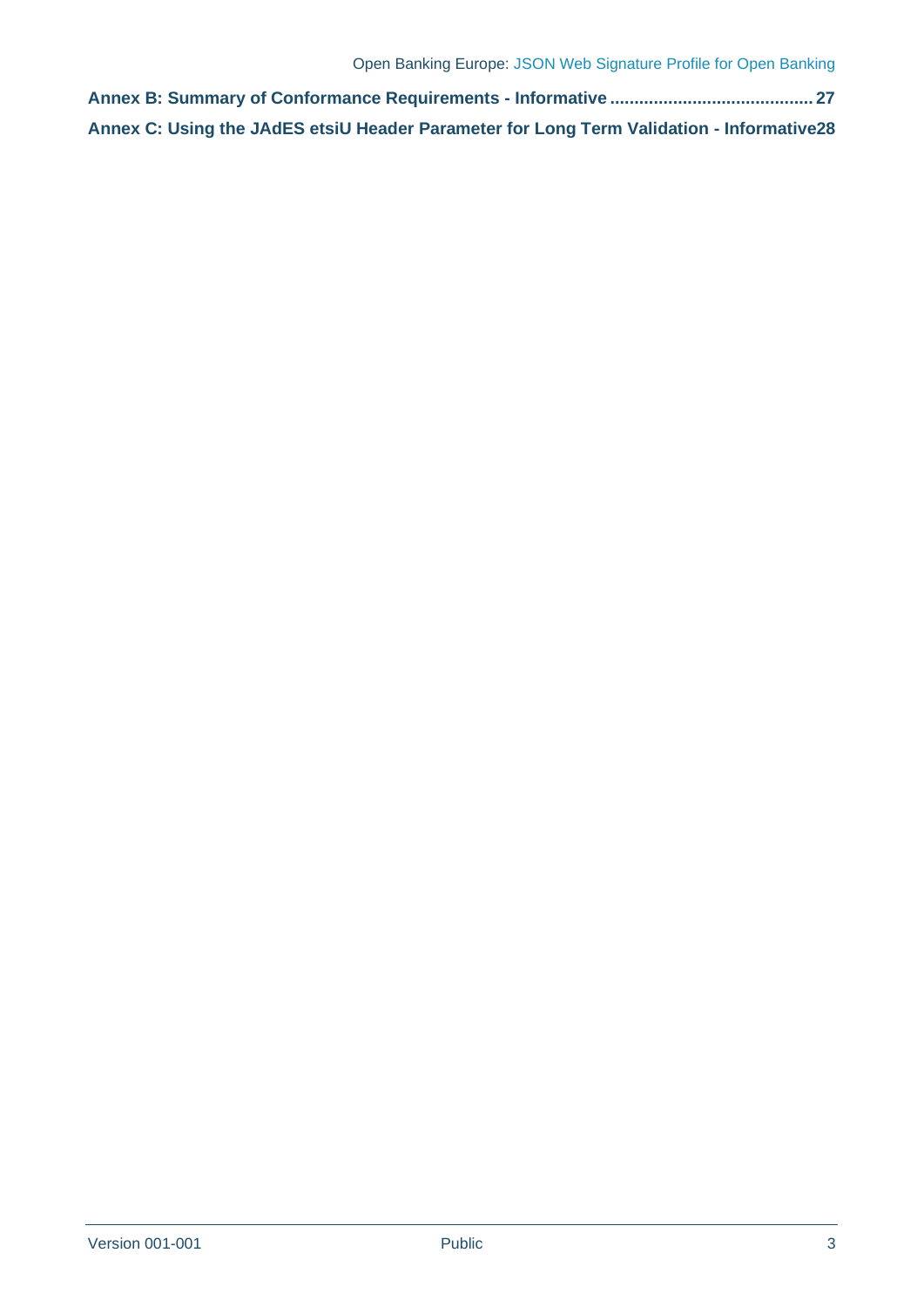Annex B: Summary of Conformance Requirements - Informative .......................................... 27

Annex C: Using the JAdES etsiU Header Parameter for Long Term Validation - Informative 28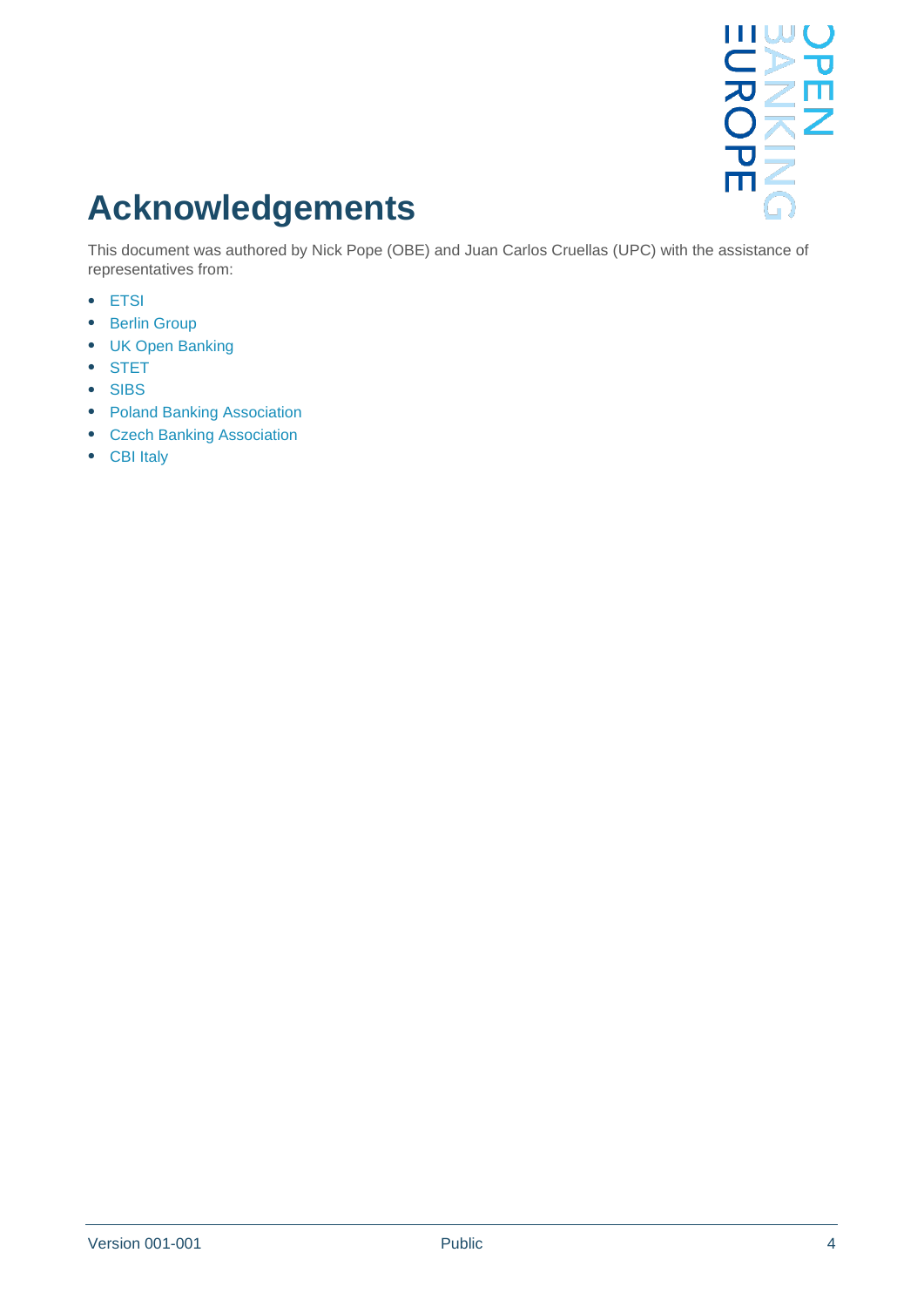# Acknowledgements

This document was authored by Nick Pope (OBE) and Juan Carlos Cruellas (UPC) with the assistance of representatives from:

- ETSI
- Berlin Group
- UK Open Banking
- STET
- SIBS
- Poland Banking Association
- Czech Banking Association
- CBI Italy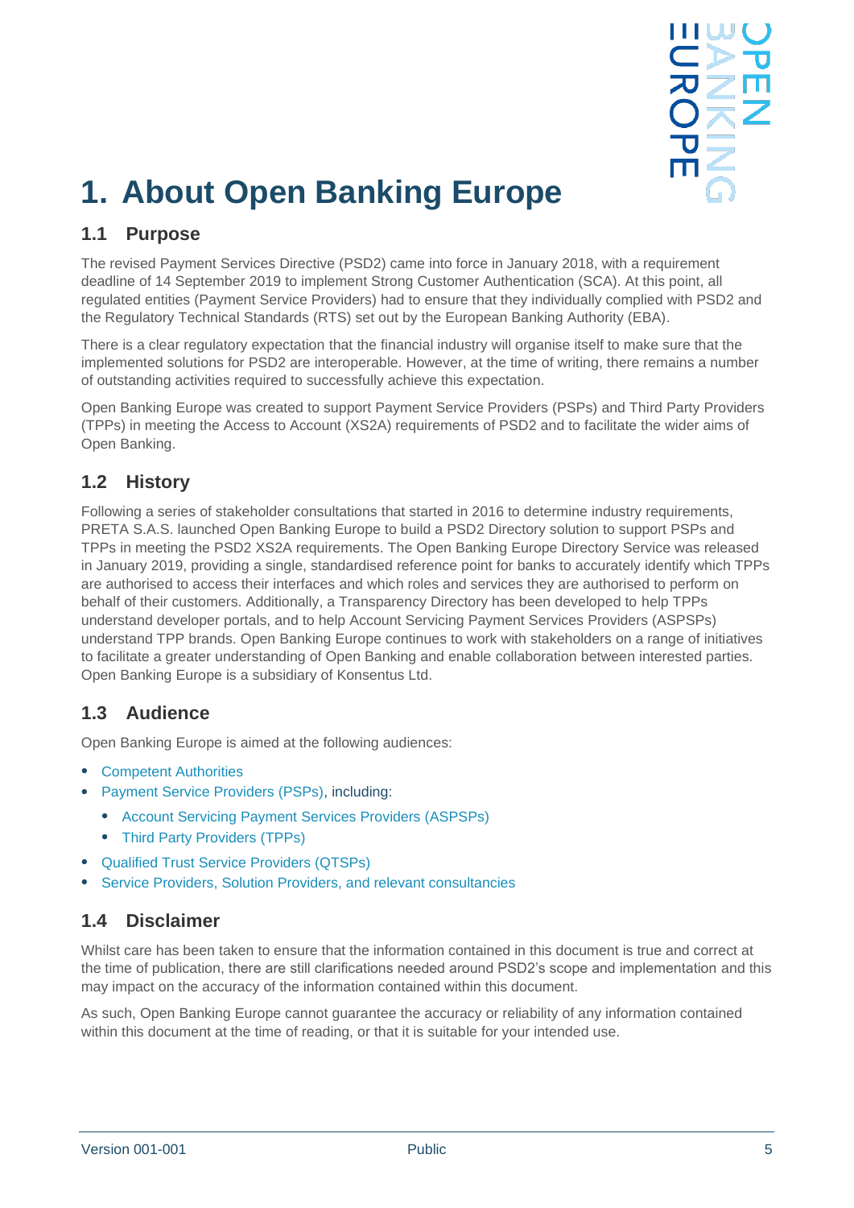# 1. About Open Banking Europe

## 1.1 Purpose

The revised Payment Services Directive (PSD2) came into force in January 2018, with a requirement deadline of 14 September 2019 to implement Strong Customer Authentication (SCA). At this point, all regulated entities (Payment Service Providers) had to ensure that they individually complied with PSD2 and the Regulatory Technical Standards (RTS) set out by the European Banking Authority (EBA).

There is a clear regulatory expectation that the financial industry will organise itself to make sure that the implemented solutions for PSD2 are interoperable. However, at the time of writing, there remains a number of outstanding activities required to successfully achieve this expectation.

Open Banking Europe was created to support Payment Service Providers (PSPs) and Third Party Providers (TPPs) in meeting the Access to Account (XS2A) requirements of PSD2 and to facilitate the wider aims of Open Banking.

## 1.2 History

Following a series of stakeholder consultations that started in 2016 to determine industry requirements, PRETA S.A.S. launched Open Banking Europe to build a PSD2 Directory solution to support PSPs and TPPs in meeting the PSD2 XS2A requirements. The Open Banking Europe Directory Service was released in January 2019, providing a single, standardised reference point for banks to accurately identify which TPPs are authorised to access their interfaces and which roles and services they are authorised to perform on behalf of their customers. Additionally, a Transparency Directory has been developed to help TPPs understand developer portals, and to help Account Servicing Payment Services Providers (ASPSPs) understand TPP brands. Open Banking Europe continues to work with stakeholders on a range of initiatives to facilitate a greater understanding of Open Banking and enable collaboration between interested parties. Open Banking Europe is a subsidiary of Konsentus Ltd.

## 1.3 Audience

Open Banking Europe is aimed at the following audiences:

- Competent Authorities
- Payment Service Providers (PSPs), including:
  - Account Servicing Payment Services Providers (ASPSPs)
  - Third Party Providers (TPPs)
- Qualified Trust Service Providers (QTSPs)
- Service Providers, Solution Providers, and relevant consultancies

## 1.4 Disclaimer

Whilst care has been taken to ensure that the information contained in this document is true and correct at the time of publication, there are still clarifications needed around PSD2's scope and implementation and this may impact on the accuracy of the information contained within this document.

As such, Open Banking Europe cannot guarantee the accuracy or reliability of any information contained within this document at the time of reading, or that it is suitable for your intended use.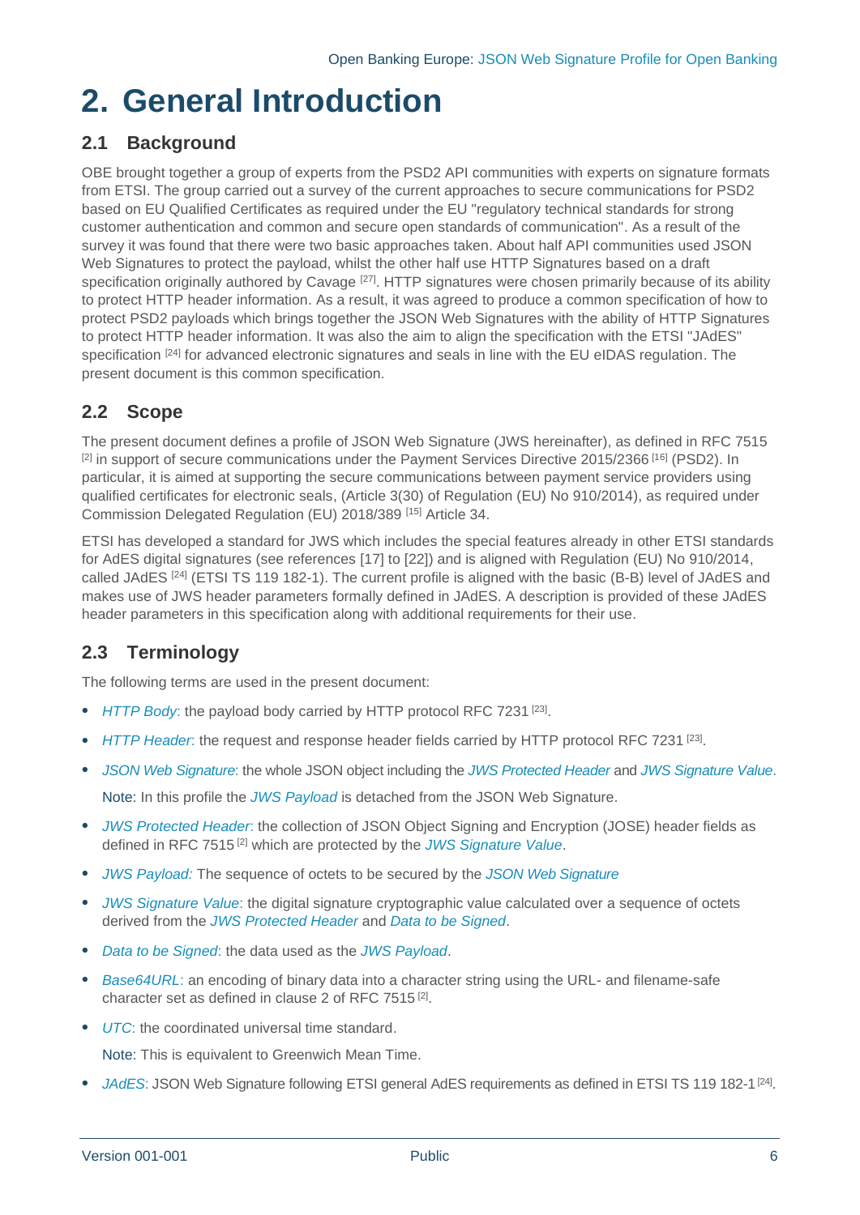# 2. General Introduction

## 2.1 Background

OBE brought together a group of experts from the PSD2 API communities with experts on signature formats from ETSI. The group carried out a survey of the current approaches to secure communications for PSD2 based on EU Qualified Certificates as required under the EU "regulatory technical standards for strong customer authentication and common and secure open standards of communication". As a result of the survey it was found that there were two basic approaches taken. About half API communities used JSON Web Signatures to protect the payload, whilst the other half use HTTP Signatures based on a draft specification originally authored by Cavage [27]. HTTP signatures were chosen primarily because of its ability to protect HTTP header information. As a result, it was agreed to produce a common specification of how to protect PSD2 payloads which brings together the JSON Web Signatures with the ability of HTTP Signatures to protect HTTP header information. It was also the aim to align the specification with the ETSI "JAdES" specification [24] for advanced electronic signatures and seals in line with the EU eIDAS regulation. The present document is this common specification.

## 2.2 Scope

The present document defines a profile of JSON Web Signature (JWS hereinafter), as defined in RFC 7515 [2] in support of secure communications under the Payment Services Directive 2015/2366 [16] (PSD2). In particular, it is aimed at supporting the secure communications between payment service providers using qualified certificates for electronic seals, (Article 3(30) of Regulation (EU) No 910/2014), as required under Commission Delegated Regulation (EU) 2018/389 [15] Article 34.

ETSI has developed a standard for JWS which includes the special features already in other ETSI standards for AdES digital signatures (see references [17] to [22]) and is aligned with Regulation (EU) No 910/2014, called JAdES [24] (ETSI TS 119 182-1). The current profile is aligned with the basic (B-B) level of JAdES and makes use of JWS header parameters formally defined in JAdES. A description is provided of these JAdES header parameters in this specification along with additional requirements for their use.

## 2.3 Terminology

The following terms are used in the present document:

- *HTTP Body*: the payload body carried by HTTP protocol RFC 7231 [23].
- *HTTP Header*: the request and response header fields carried by HTTP protocol RFC 7231 [23].
- *JSON Web Signature*: the whole JSON object including the *JWS Protected Header* and *JWS Signature Value*.

  Note: In this profile the *JWS Payload* is detached from the JSON Web Signature.
- *JWS Protected Header*: the collection of JSON Object Signing and Encryption (JOSE) header fields as defined in RFC 7515 [2] which are protected by the *JWS Signature Value*.
- *JWS Payload:* The sequence of octets to be secured by the *JSON Web Signature*
- *JWS Signature Value*: the digital signature cryptographic value calculated over a sequence of octets derived from the *JWS Protected Header* and *Data to be Signed*.
- *Data to be Signed*: the data used as the *JWS Payload*.
- *Base64URL*: an encoding of binary data into a character string using the URL- and filename-safe character set as defined in clause 2 of RFC 7515 [2].
- *UTC*: the coordinated universal time standard.

  Note: This is equivalent to Greenwich Mean Time.
- *JAdES*: JSON Web Signature following ETSI general AdES requirements as defined in ETSI TS 119 182-1 [24].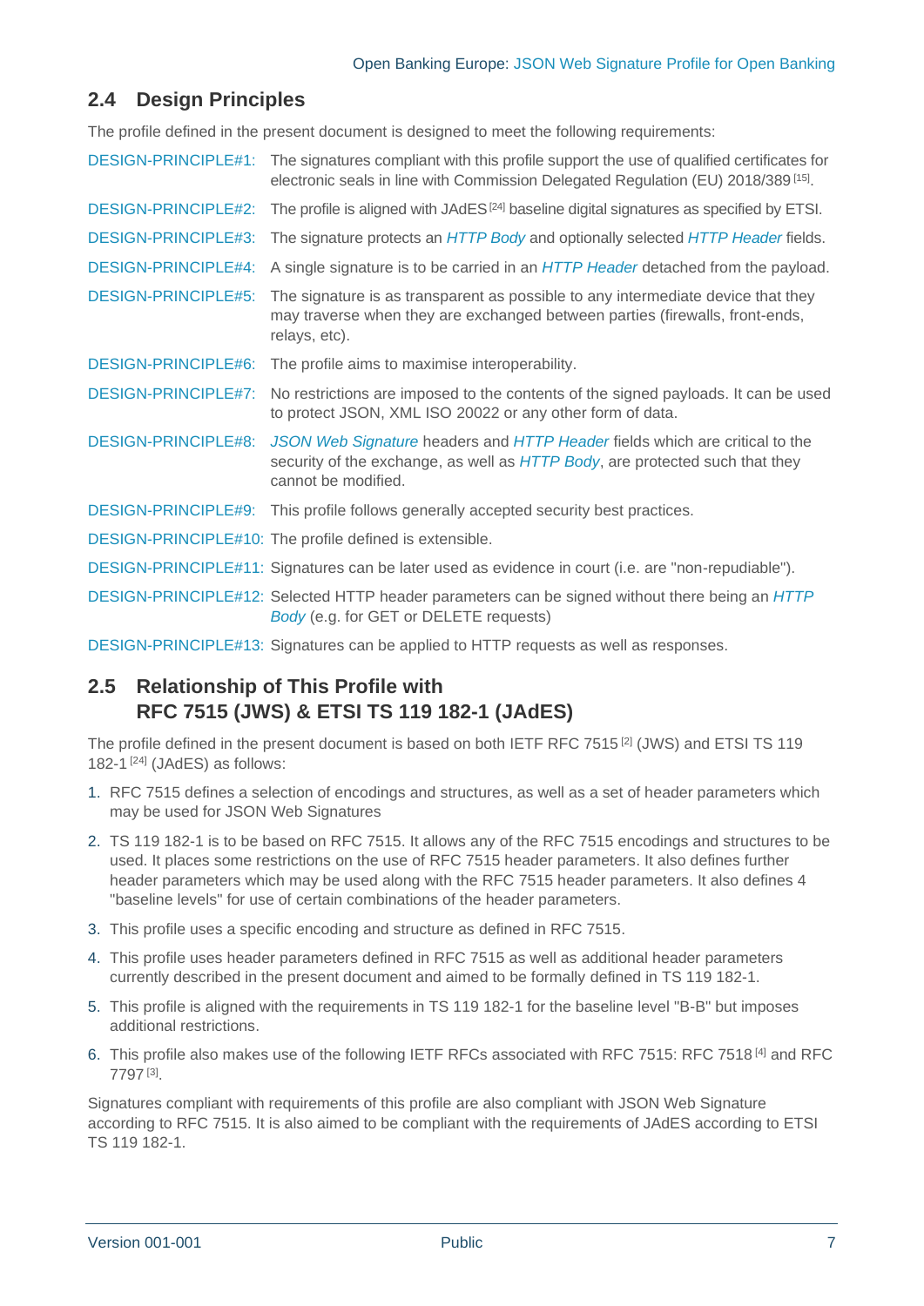## 2.4 Design Principles

The profile defined in the present document is designed to meet the following requirements:

DESIGN-PRINCIPLE#1: The signatures compliant with this profile support the use of qualified certificates for electronic seals in line with Commission Delegated Regulation (EU) 2018/389 [15].

DESIGN-PRINCIPLE#2: The profile is aligned with JAdES [24] baseline digital signatures as specified by ETSI.

DESIGN-PRINCIPLE#3: The signature protects an *HTTP Body* and optionally selected *HTTP Header* fields.

DESIGN-PRINCIPLE#4: A single signature is to be carried in an *HTTP Header* detached from the payload.

DESIGN-PRINCIPLE#5: The signature is as transparent as possible to any intermediate device that they may traverse when they are exchanged between parties (firewalls, front-ends, relays, etc).

DESIGN-PRINCIPLE#6: The profile aims to maximise interoperability.

DESIGN-PRINCIPLE#7: No restrictions are imposed to the contents of the signed payloads. It can be used to protect JSON, XML ISO 20022 or any other form of data.

DESIGN-PRINCIPLE#8: *JSON Web Signature* headers and *HTTP Header* fields which are critical to the security of the exchange, as well as *HTTP Body*, are protected such that they cannot be modified.

DESIGN-PRINCIPLE#9: This profile follows generally accepted security best practices.

DESIGN-PRINCIPLE#10: The profile defined is extensible.

DESIGN-PRINCIPLE#11: Signatures can be later used as evidence in court (i.e. are "non-repudiable").

DESIGN-PRINCIPLE#12: Selected HTTP header parameters can be signed without there being an *HTTP Body* (e.g. for GET or DELETE requests)

DESIGN-PRINCIPLE#13: Signatures can be applied to HTTP requests as well as responses.

## 2.5 Relationship of This Profile with RFC 7515 (JWS) & ETSI TS 119 182-1 (JAdES)

The profile defined in the present document is based on both IETF RFC 7515 [2] (JWS) and ETSI TS 119 182-1 [24] (JAdES) as follows:

1. RFC 7515 defines a selection of encodings and structures, as well as a set of header parameters which may be used for JSON Web Signatures
2. TS 119 182-1 is to be based on RFC 7515. It allows any of the RFC 7515 encodings and structures to be used. It places some restrictions on the use of RFC 7515 header parameters. It also defines further header parameters which may be used along with the RFC 7515 header parameters. It also defines 4 "baseline levels" for use of certain combinations of the header parameters.
3. This profile uses a specific encoding and structure as defined in RFC 7515.
4. This profile uses header parameters defined in RFC 7515 as well as additional header parameters currently described in the present document and aimed to be formally defined in TS 119 182-1.
5. This profile is aligned with the requirements in TS 119 182-1 for the baseline level "B-B" but imposes additional restrictions.
6. This profile also makes use of the following IETF RFCs associated with RFC 7515: RFC 7518 [4] and RFC 7797 [3].

Signatures compliant with requirements of this profile are also compliant with JSON Web Signature according to RFC 7515. It is also aimed to be compliant with the requirements of JAdES according to ETSI TS 119 182-1.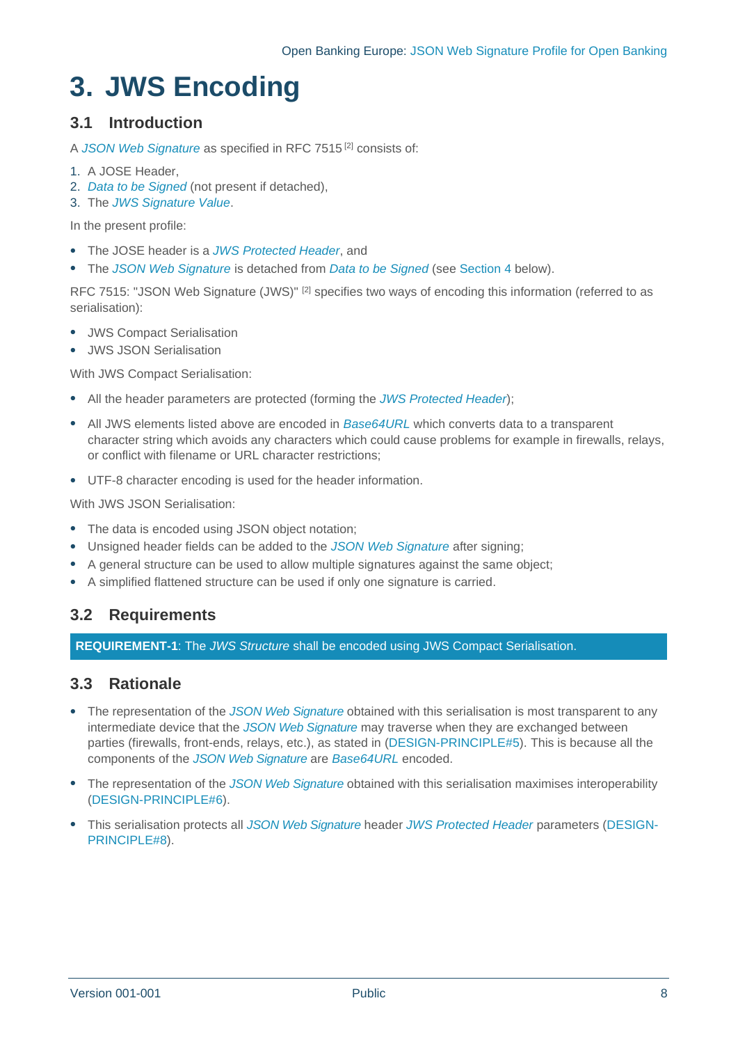# 3. JWS Encoding

## 3.1 Introduction

A *JSON Web Signature* as specified in RFC 7515 [2] consists of:

1. A JOSE Header,
2. *Data to be Signed* (not present if detached),
3. The *JWS Signature Value*.

In the present profile:

- The JOSE header is a *JWS Protected Header*, and
- The *JSON Web Signature* is detached from *Data to be Signed* (see Section 4 below).

RFC 7515: "JSON Web Signature (JWS)" [2] specifies two ways of encoding this information (referred to as serialisation):

- JWS Compact Serialisation
- JWS JSON Serialisation

With JWS Compact Serialisation:

- All the header parameters are protected (forming the *JWS Protected Header*);
- All JWS elements listed above are encoded in *Base64URL* which converts data to a transparent character string which avoids any characters which could cause problems for example in firewalls, relays, or conflict with filename or URL character restrictions;
- UTF-8 character encoding is used for the header information.

With JWS JSON Serialisation:

- The data is encoded using JSON object notation;
- Unsigned header fields can be added to the *JSON Web Signature* after signing;
- A general structure can be used to allow multiple signatures against the same object;
- A simplified flattened structure can be used if only one signature is carried.

## 3.2 Requirements

**REQUIREMENT-1**: The *JWS Structure* shall be encoded using JWS Compact Serialisation.

## 3.3 Rationale

- The representation of the *JSON Web Signature* obtained with this serialisation is most transparent to any intermediate device that the *JSON Web Signature* may traverse when they are exchanged between parties (firewalls, front-ends, relays, etc.), as stated in (DESIGN-PRINCIPLE#5). This is because all the components of the *JSON Web Signature* are *Base64URL* encoded.
- The representation of the *JSON Web Signature* obtained with this serialisation maximises interoperability (DESIGN-PRINCIPLE#6).
- This serialisation protects all *JSON Web Signature* header *JWS Protected Header* parameters (DESIGN-PRINCIPLE#8).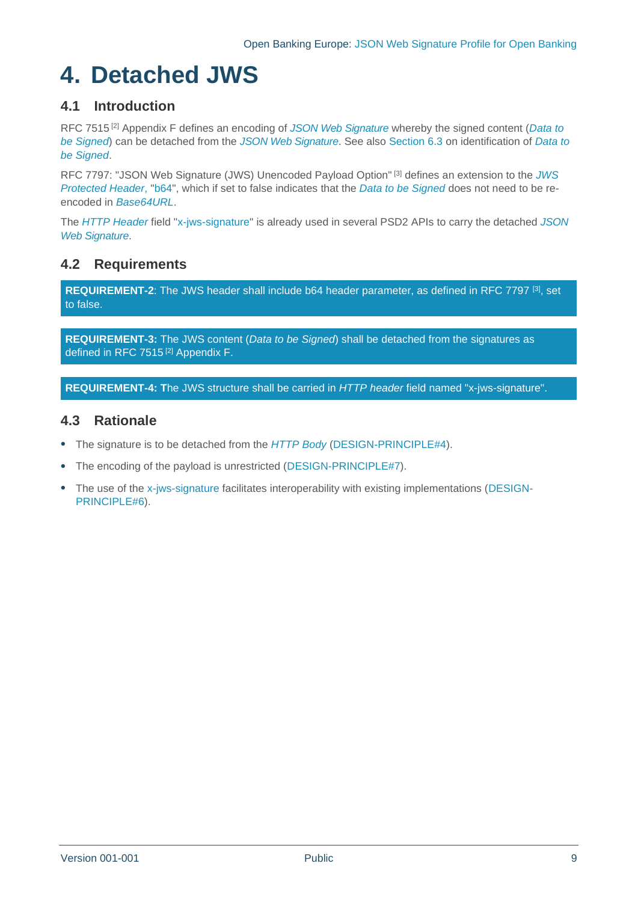// Converted page content
# 4. Detached JWS

## 4.1 Introduction

RFC 7515 [2] Appendix F defines an encoding of *JSON Web Signature* whereby the signed content (*Data to be Signed*) can be detached from the *JSON Web Signature*. See also Section 6.3 on identification of *Data to be Signed*.

RFC 7797: "JSON Web Signature (JWS) Unencoded Payload Option" [3] defines an extension to the *JWS Protected Header*, "b64", which if set to false indicates that the *Data to be Signed* does not need to be re-encoded in *Base64URL*.

The *HTTP Header* field "x-jws-signature" is already used in several PSD2 APIs to carry the detached *JSON Web Signature*.

## 4.2 Requirements

**REQUIREMENT-2**: The JWS header shall include b64 header parameter, as defined in RFC 7797 [3], set to false.

**REQUIREMENT-3:** The JWS content (*Data to be Signed*) shall be detached from the signatures as defined in RFC 7515 [2] Appendix F.

**REQUIREMENT-4: T**he JWS structure shall be carried in *HTTP header* field named "x-jws-signature".

## 4.3 Rationale

- The signature is to be detached from the *HTTP Body* (DESIGN-PRINCIPLE#4).
- The encoding of the payload is unrestricted (DESIGN-PRINCIPLE#7).
- The use of the x-jws-signature facilitates interoperability with existing implementations (DESIGN-PRINCIPLE#6).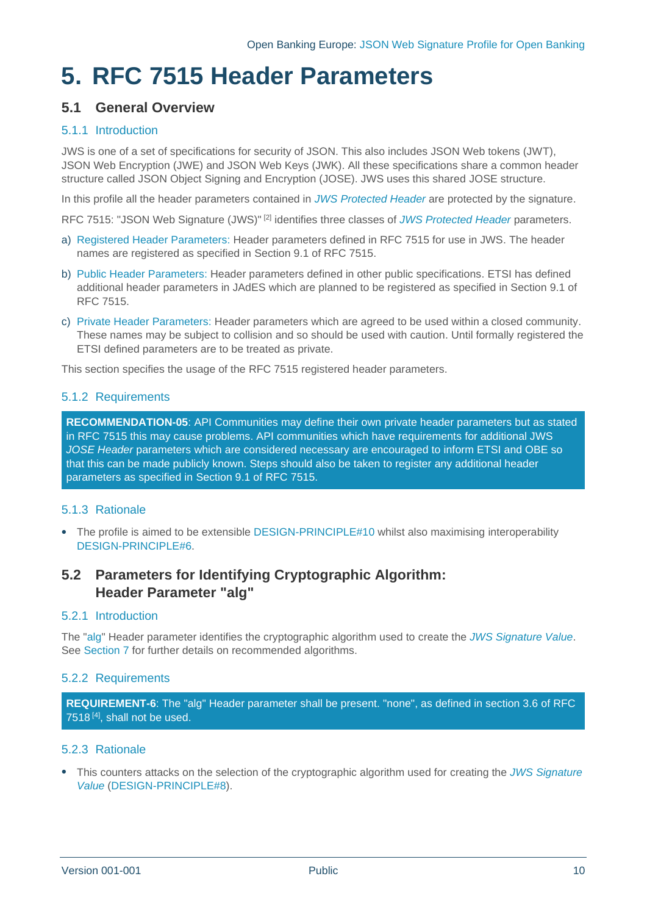# 5. RFC 7515 Header Parameters

## 5.1 General Overview

### 5.1.1 Introduction

JWS is one of a set of specifications for security of JSON. This also includes JSON Web tokens (JWT), JSON Web Encryption (JWE) and JSON Web Keys (JWK). All these specifications share a common header structure called JSON Object Signing and Encryption (JOSE). JWS uses this shared JOSE structure.

In this profile all the header parameters contained in *JWS Protected Header* are protected by the signature.

RFC 7515: "JSON Web Signature (JWS)" [2] identifies three classes of *JWS Protected Header* parameters.

a) Registered Header Parameters: Header parameters defined in RFC 7515 for use in JWS. The header names are registered as specified in Section 9.1 of RFC 7515.

b) Public Header Parameters: Header parameters defined in other public specifications. ETSI has defined additional header parameters in JAdES which are planned to be registered as specified in Section 9.1 of RFC 7515.

c) Private Header Parameters: Header parameters which are agreed to be used within a closed community. These names may be subject to collision and so should be used with caution. Until formally registered the ETSI defined parameters are to be treated as private.

This section specifies the usage of the RFC 7515 registered header parameters.

### 5.1.2 Requirements

**RECOMMENDATION-05**: API Communities may define their own private header parameters but as stated in RFC 7515 this may cause problems. API communities which have requirements for additional JWS *JOSE Header* parameters which are considered necessary are encouraged to inform ETSI and OBE so that this can be made publicly known. Steps should also be taken to register any additional header parameters as specified in Section 9.1 of RFC 7515.

### 5.1.3 Rationale

- The profile is aimed to be extensible DESIGN-PRINCIPLE#10 whilst also maximising interoperability DESIGN-PRINCIPLE#6.

## 5.2 Parameters for Identifying Cryptographic Algorithm: Header Parameter "alg"

### 5.2.1 Introduction

The "alg" Header parameter identifies the cryptographic algorithm used to create the *JWS Signature Value*. See Section 7 for further details on recommended algorithms.

### 5.2.2 Requirements

**REQUIREMENT-6**: The "alg" Header parameter shall be present. "none", as defined in section 3.6 of RFC 7518 [4], shall not be used.

### 5.2.3 Rationale

- This counters attacks on the selection of the cryptographic algorithm used for creating the *JWS Signature Value* (DESIGN-PRINCIPLE#8).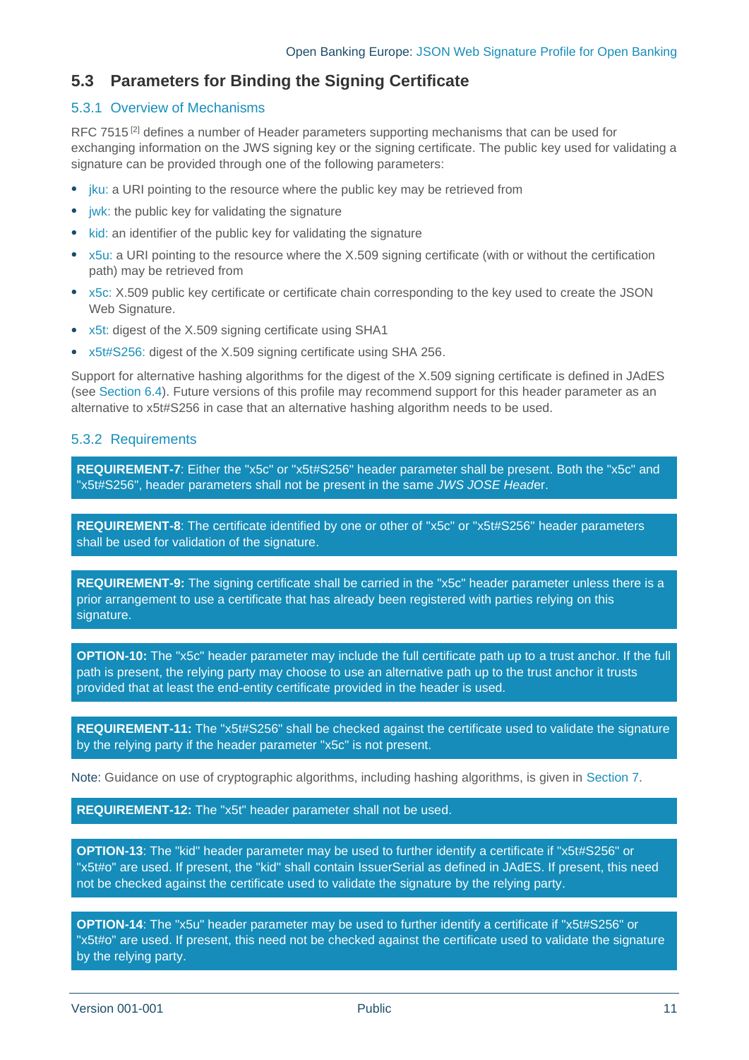## 5.3 Parameters for Binding the Signing Certificate

### 5.3.1 Overview of Mechanisms

RFC 7515 [2] defines a number of Header parameters supporting mechanisms that can be used for exchanging information on the JWS signing key or the signing certificate. The public key used for validating a signature can be provided through one of the following parameters:

- jku: a URI pointing to the resource where the public key may be retrieved from
- jwk: the public key for validating the signature
- kid: an identifier of the public key for validating the signature
- x5u: a URI pointing to the resource where the X.509 signing certificate (with or without the certification path) may be retrieved from
- x5c: X.509 public key certificate or certificate chain corresponding to the key used to create the JSON Web Signature.
- x5t: digest of the X.509 signing certificate using SHA1
- x5t#S256: digest of the X.509 signing certificate using SHA 256.

Support for alternative hashing algorithms for the digest of the X.509 signing certificate is defined in JAdES (see Section 6.4). Future versions of this profile may recommend support for this header parameter as an alternative to x5t#S256 in case that an alternative hashing algorithm needs to be used.

### 5.3.2 Requirements

**REQUIREMENT-7**: Either the "x5c" or "x5t#S256" header parameter shall be present. Both the "x5c" and "x5t#S256", header parameters shall not be present in the same *JWS JOSE Head*er.

**REQUIREMENT-8**: The certificate identified by one or other of "x5c" or "x5t#S256" header parameters shall be used for validation of the signature.

**REQUIREMENT-9:** The signing certificate shall be carried in the "x5c" header parameter unless there is a prior arrangement to use a certificate that has already been registered with parties relying on this signature.

**OPTION-10:** The "x5c" header parameter may include the full certificate path up to a trust anchor. If the full path is present, the relying party may choose to use an alternative path up to the trust anchor it trusts provided that at least the end-entity certificate provided in the header is used.

**REQUIREMENT-11:** The "x5t#S256" shall be checked against the certificate used to validate the signature by the relying party if the header parameter "x5c" is not present.

Note: Guidance on use of cryptographic algorithms, including hashing algorithms, is given in Section 7.

**REQUIREMENT-12:** The "x5t" header parameter shall not be used.

**OPTION-13**: The "kid" header parameter may be used to further identify a certificate if "x5t#S256" or "x5t#o" are used. If present, the "kid" shall contain IssuerSerial as defined in JAdES. If present, this need not be checked against the certificate used to validate the signature by the relying party.

**OPTION-14**: The "x5u" header parameter may be used to further identify a certificate if "x5t#S256" or "x5t#o" are used. If present, this need not be checked against the certificate used to validate the signature by the relying party.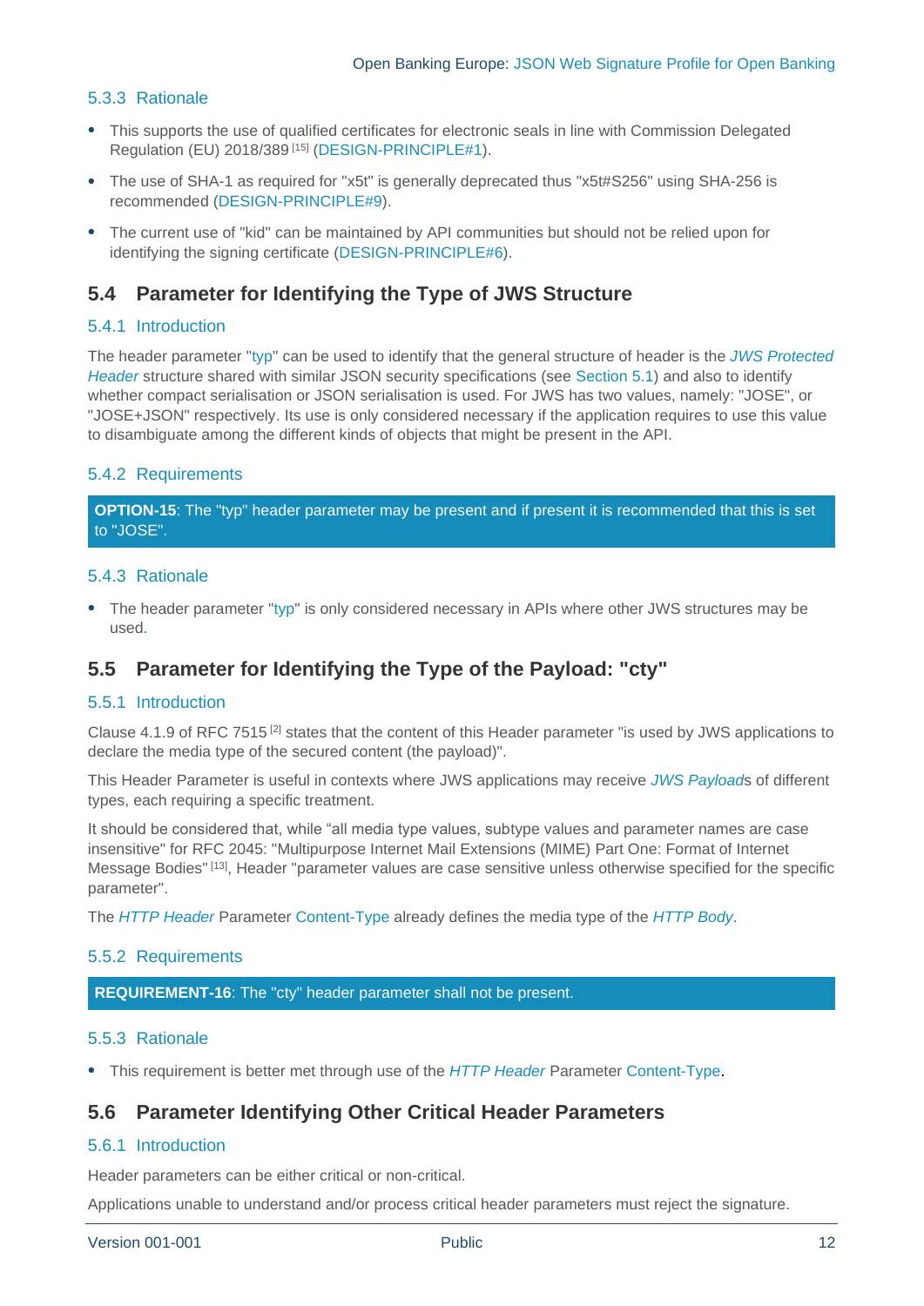### 5.3.3 Rationale

- This supports the use of qualified certificates for electronic seals in line with Commission Delegated Regulation (EU) 2018/389 [15] (DESIGN-PRINCIPLE#1).
- The use of SHA-1 as required for "x5t" is generally deprecated thus "x5t#S256" using SHA-256 is recommended (DESIGN-PRINCIPLE#9).
- The current use of "kid" can be maintained by API communities but should not be relied upon for identifying the signing certificate (DESIGN-PRINCIPLE#6).

## 5.4 Parameter for Identifying the Type of JWS Structure

### 5.4.1 Introduction

The header parameter "typ" can be used to identify that the general structure of header is the *JWS Protected Header* structure shared with similar JSON security specifications (see Section 5.1) and also to identify whether compact serialisation or JSON serialisation is used. For JWS has two values, namely: "JOSE", or "JOSE+JSON" respectively. Its use is only considered necessary if the application requires to use this value to disambiguate among the different kinds of objects that might be present in the API.

### 5.4.2 Requirements

**OPTION-15**: The "typ" header parameter may be present and if present it is recommended that this is set to "JOSE".

### 5.4.3 Rationale

- The header parameter "typ" is only considered necessary in APIs where other JWS structures may be used.

## 5.5 Parameter for Identifying the Type of the Payload: "cty"

### 5.5.1 Introduction

Clause 4.1.9 of RFC 7515 [2] states that the content of this Header parameter "is used by JWS applications to declare the media type of the secured content (the payload)".

This Header Parameter is useful in contexts where JWS applications may receive *JWS Payload*s of different types, each requiring a specific treatment.

It should be considered that, while "all media type values, subtype values and parameter names are case insensitive" for RFC 2045: "Multipurpose Internet Mail Extensions (MIME) Part One: Format of Internet Message Bodies" [13], Header "parameter values are case sensitive unless otherwise specified for the specific parameter".

The *HTTP Header* Parameter Content-Type already defines the media type of the *HTTP Body*.

### 5.5.2 Requirements

**REQUIREMENT-16**: The "cty" header parameter shall not be present.

### 5.5.3 Rationale

- This requirement is better met through use of the *HTTP Header* Parameter Content-Type.

## 5.6 Parameter Identifying Other Critical Header Parameters

### 5.6.1 Introduction

Header parameters can be either critical or non-critical.

Applications unable to understand and/or process critical header parameters must reject the signature.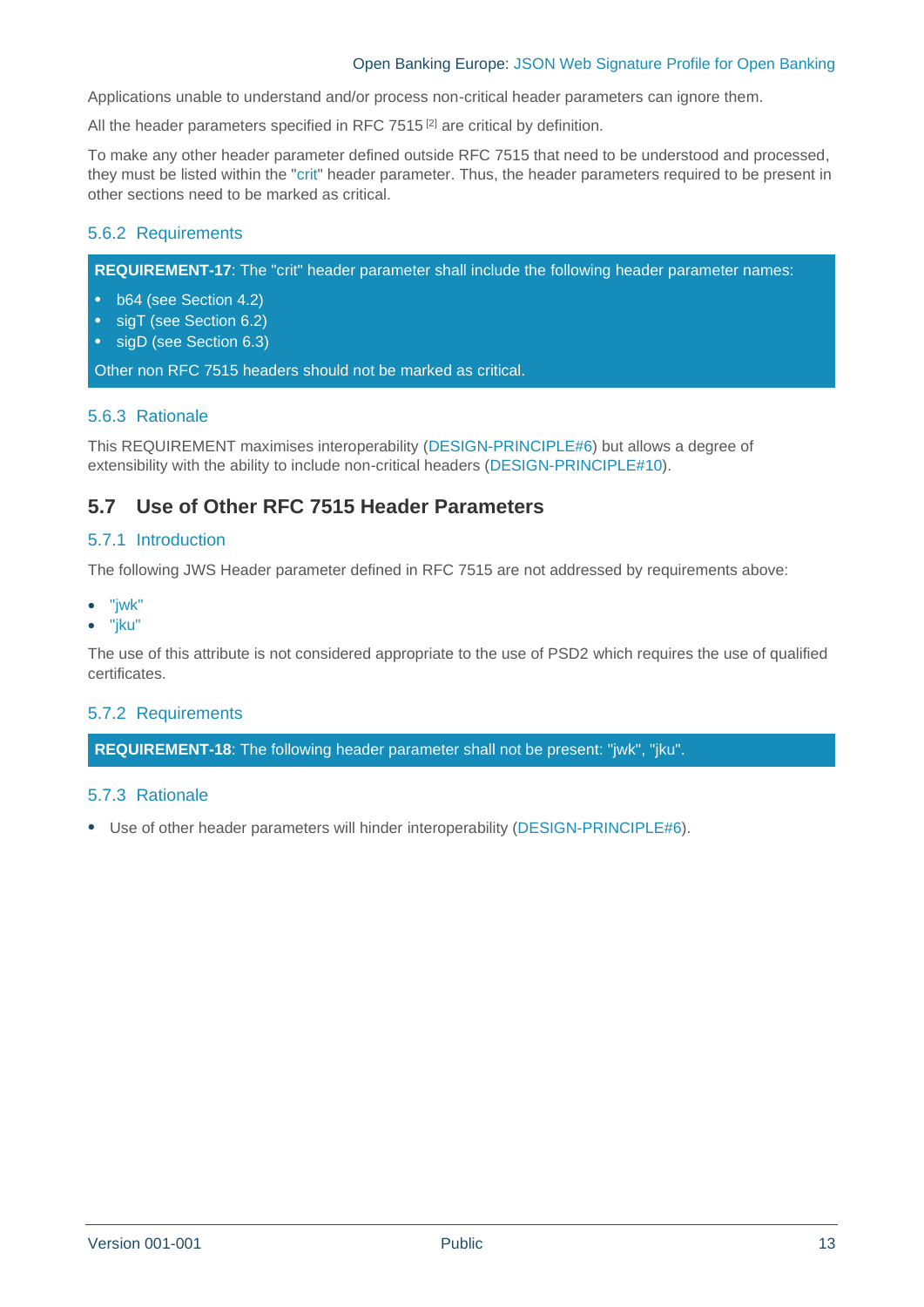Applications unable to understand and/or process non-critical header parameters can ignore them.

All the header parameters specified in RFC 7515 [2] are critical by definition.

To make any other header parameter defined outside RFC 7515 that need to be understood and processed, they must be listed within the "crit" header parameter. Thus, the header parameters required to be present in other sections need to be marked as critical.

### 5.6.2 Requirements

**REQUIREMENT-17**: The "crit" header parameter shall include the following header parameter names:

- b64 (see Section 4.2)
- sigT (see Section 6.2)
- sigD (see Section 6.3)

Other non RFC 7515 headers should not be marked as critical.

### 5.6.3 Rationale

This REQUIREMENT maximises interoperability (DESIGN-PRINCIPLE#6) but allows a degree of extensibility with the ability to include non-critical headers (DESIGN-PRINCIPLE#10).

## 5.7 Use of Other RFC 7515 Header Parameters

### 5.7.1 Introduction

The following JWS Header parameter defined in RFC 7515 are not addressed by requirements above:

- "jwk"
- "jku"

The use of this attribute is not considered appropriate to the use of PSD2 which requires the use of qualified certificates.

### 5.7.2 Requirements

**REQUIREMENT-18**: The following header parameter shall not be present: "jwk", "jku".

### 5.7.3 Rationale

- Use of other header parameters will hinder interoperability (DESIGN-PRINCIPLE#6).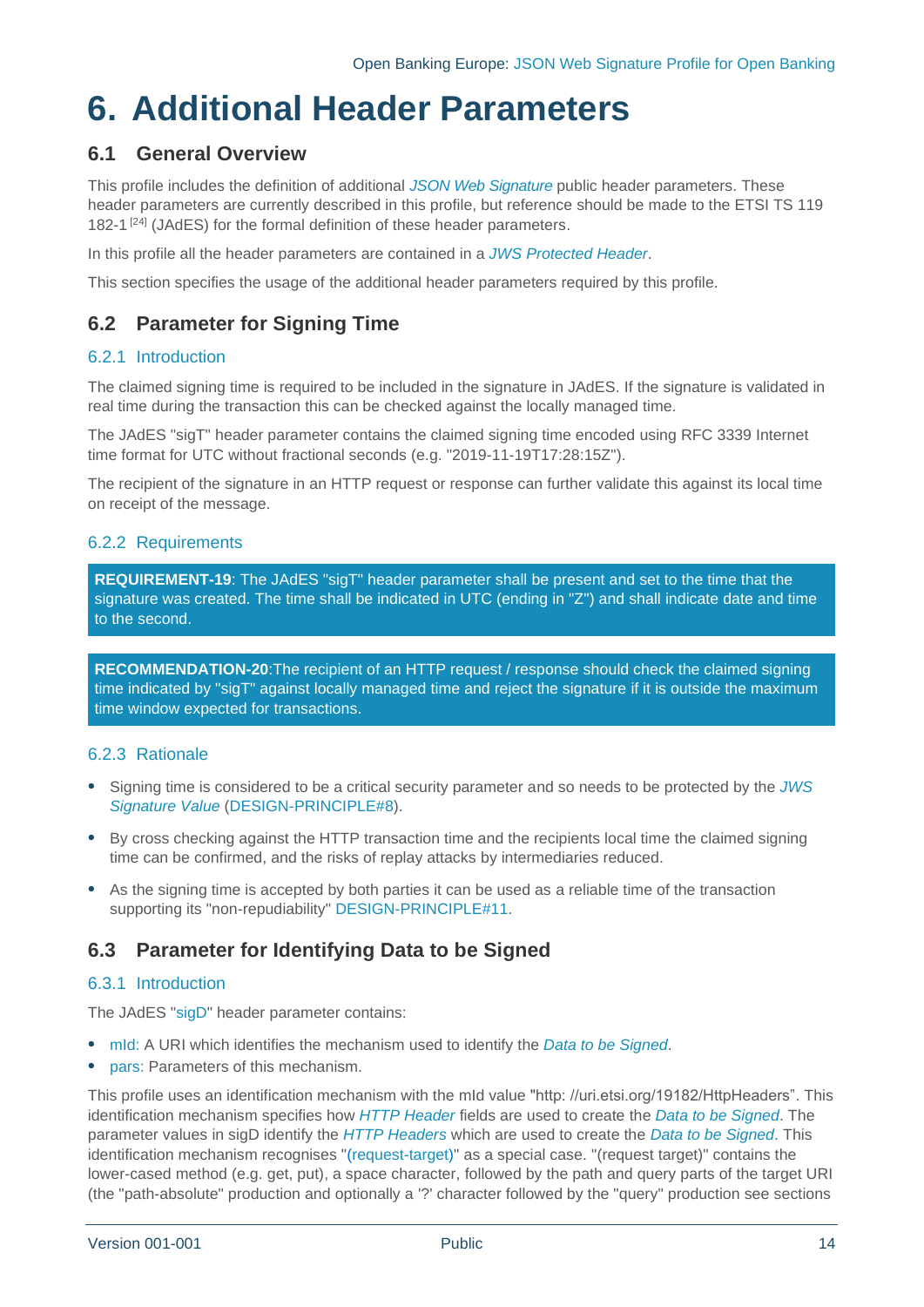# 6. Additional Header Parameters

## 6.1 General Overview

This profile includes the definition of additional *JSON Web Signature* public header parameters. These header parameters are currently described in this profile, but reference should be made to the ETSI TS 119 182-1 [24] (JAdES) for the formal definition of these header parameters.

In this profile all the header parameters are contained in a *JWS Protected Header*.

This section specifies the usage of the additional header parameters required by this profile.

## 6.2 Parameter for Signing Time

### 6.2.1 Introduction

The claimed signing time is required to be included in the signature in JAdES. If the signature is validated in real time during the transaction this can be checked against the locally managed time.

The JAdES "sigT" header parameter contains the claimed signing time encoded using RFC 3339 Internet time format for UTC without fractional seconds (e.g. "2019-11-19T17:28:15Z").

The recipient of the signature in an HTTP request or response can further validate this against its local time on receipt of the message.

### 6.2.2 Requirements

**REQUIREMENT-19**: The JAdES "sigT" header parameter shall be present and set to the time that the signature was created. The time shall be indicated in UTC (ending in "Z") and shall indicate date and time to the second.

**RECOMMENDATION-20**:The recipient of an HTTP request / response should check the claimed signing time indicated by "sigT" against locally managed time and reject the signature if it is outside the maximum time window expected for transactions.

### 6.2.3 Rationale

- Signing time is considered to be a critical security parameter and so needs to be protected by the *JWS Signature Value* (DESIGN-PRINCIPLE#8).
- By cross checking against the HTTP transaction time and the recipients local time the claimed signing time can be confirmed, and the risks of replay attacks by intermediaries reduced.
- As the signing time is accepted by both parties it can be used as a reliable time of the transaction supporting its "non-repudiability" DESIGN-PRINCIPLE#11.

## 6.3 Parameter for Identifying Data to be Signed

### 6.3.1 Introduction

The JAdES "sigD" header parameter contains:

- mId: A URI which identifies the mechanism used to identify the *Data to be Signed*.
- pars: Parameters of this mechanism.

This profile uses an identification mechanism with the mId value "http: //uri.etsi.org/19182/HttpHeaders". This identification mechanism specifies how *HTTP Header* fields are used to create the *Data to be Signed*. The parameter values in sigD identify the *HTTP Headers* which are used to create the *Data to be Signed*. This identification mechanism recognises "(request-target)" as a special case. "(request target)" contains the lower-cased method (e.g. get, put), a space character, followed by the path and query parts of the target URI (the "path-absolute" production and optionally a '?' character followed by the "query" production see sections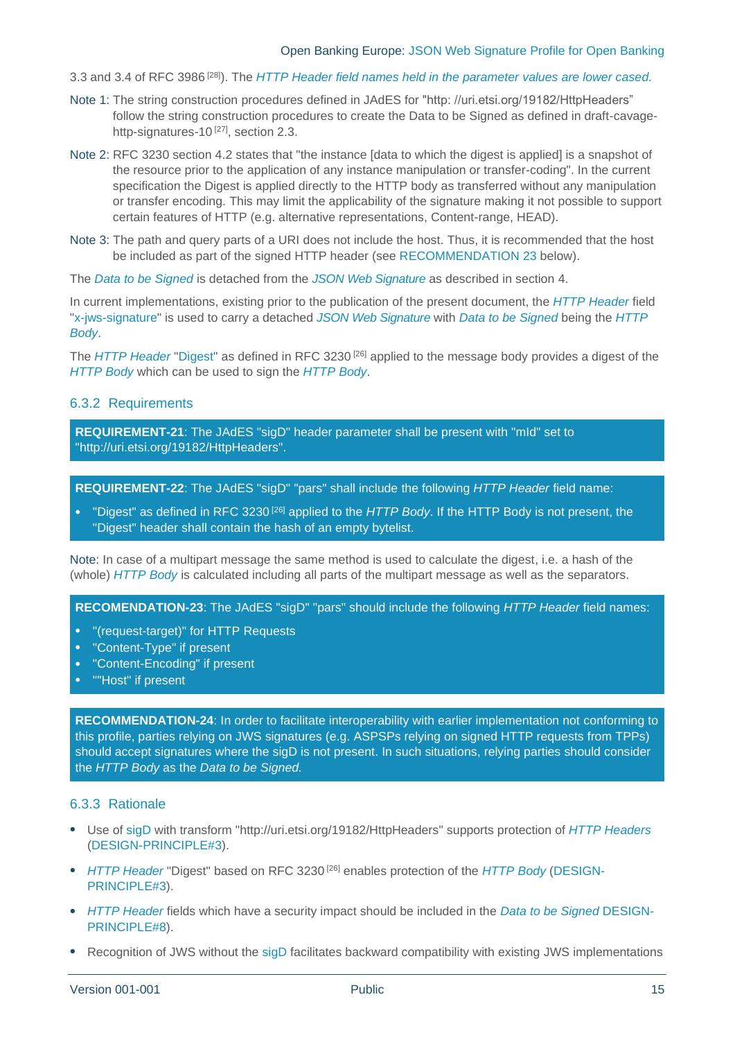3.3 and 3.4 of RFC 3986 [28]). The *HTTP Header field names held in the parameter values are lower cased.*

Note 1: The string construction procedures defined in JAdES for "http: //uri.etsi.org/19182/HttpHeaders" follow the string construction procedures to create the Data to be Signed as defined in draft-cavage-http-signatures-10 [27], section 2.3.

Note 2: RFC 3230 section 4.2 states that "the instance [data to which the digest is applied] is a snapshot of the resource prior to the application of any instance manipulation or transfer-coding". In the current specification the Digest is applied directly to the HTTP body as transferred without any manipulation or transfer encoding. This may limit the applicability of the signature making it not possible to support certain features of HTTP (e.g. alternative representations, Content-range, HEAD).

Note 3: The path and query parts of a URI does not include the host. Thus, it is recommended that the host be included as part of the signed HTTP header (see RECOMMENDATION 23 below).

The *Data to be Signed* is detached from the *JSON Web Signature* as described in section 4.

In current implementations, existing prior to the publication of the present document, the *HTTP Header* field "x-jws-signature" is used to carry a detached *JSON Web Signature* with *Data to be Signed* being the *HTTP Body*.

The *HTTP Header* "Digest" as defined in RFC 3230 [26] applied to the message body provides a digest of the *HTTP Body* which can be used to sign the *HTTP Body*.

### 6.3.2 Requirements

**REQUIREMENT-21**: The JAdES "sigD" header parameter shall be present with "mId" set to "http://uri.etsi.org/19182/HttpHeaders".

**REQUIREMENT-22**: The JAdES "sigD" "pars" shall include the following *HTTP Header* field name:

- "Digest" as defined in RFC 3230 [26] applied to the *HTTP Body*. If the HTTP Body is not present, the "Digest" header shall contain the hash of an empty bytelist.

Note: In case of a multipart message the same method is used to calculate the digest, i.e. a hash of the (whole) *HTTP Body* is calculated including all parts of the multipart message as well as the separators.

**RECOMENDATION-23**: The JAdES "sigD" "pars" should include the following *HTTP Header* field names:

- "(request-target)" for HTTP Requests
- "Content-Type" if present
- "Content-Encoding" if present
- ""Host" if present

**RECOMMENDATION-24**: In order to facilitate interoperability with earlier implementation not conforming to this profile, parties relying on JWS signatures (e.g. ASPSPs relying on signed HTTP requests from TPPs) should accept signatures where the sigD is not present. In such situations, relying parties should consider the *HTTP Body* as the *Data to be Signed.*

### 6.3.3 Rationale

- Use of sigD with transform "http://uri.etsi.org/19182/HttpHeaders" supports protection of *HTTP Headers* (DESIGN-PRINCIPLE#3).
- *HTTP Header* "Digest" based on RFC 3230 [26] enables protection of the *HTTP Body* (DESIGN-PRINCIPLE#3).
- *HTTP Header* fields which have a security impact should be included in the *Data to be Signed* DESIGN-PRINCIPLE#8).
- Recognition of JWS without the sigD facilitates backward compatibility with existing JWS implementations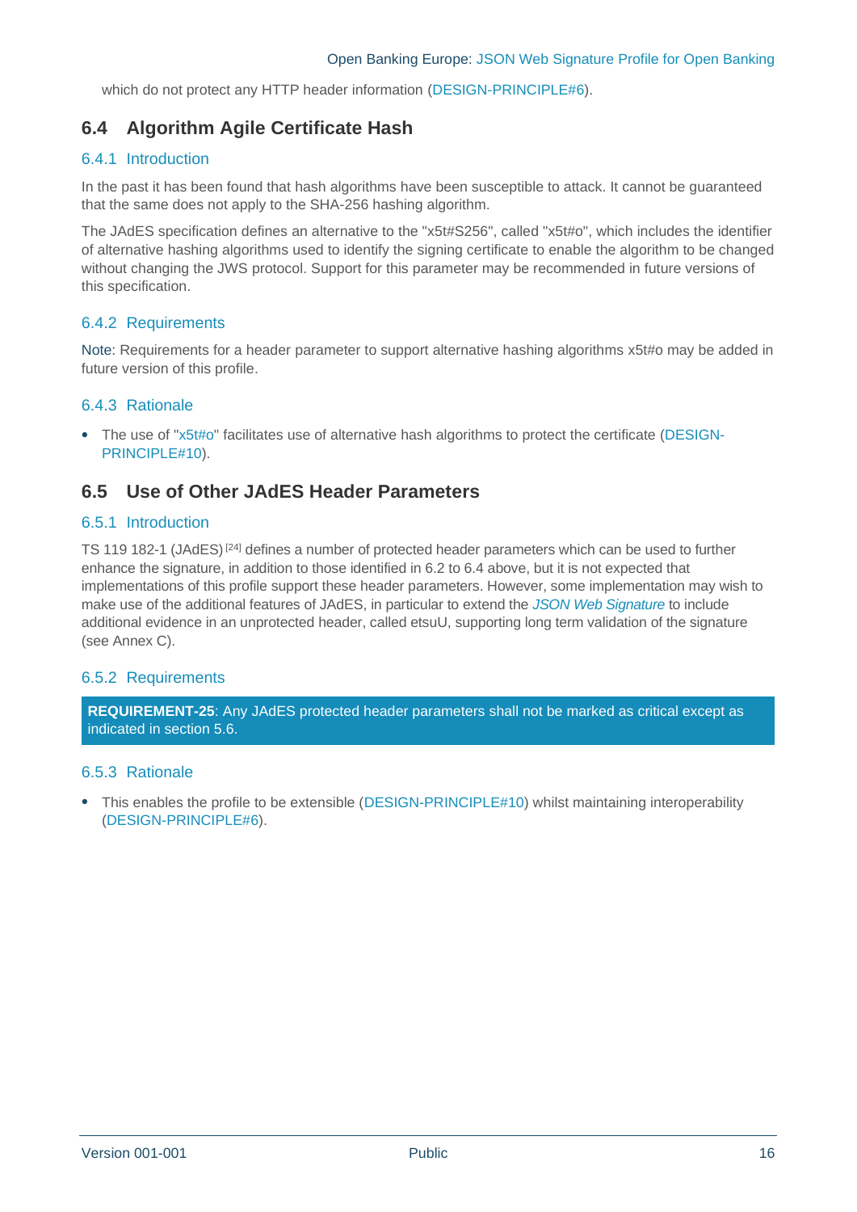which do not protect any HTTP header information (DESIGN-PRINCIPLE#6).

## 6.4 Algorithm Agile Certificate Hash

### 6.4.1 Introduction

In the past it has been found that hash algorithms have been susceptible to attack. It cannot be guaranteed that the same does not apply to the SHA-256 hashing algorithm.

The JAdES specification defines an alternative to the "x5t#S256", called "x5t#o", which includes the identifier of alternative hashing algorithms used to identify the signing certificate to enable the algorithm to be changed without changing the JWS protocol. Support for this parameter may be recommended in future versions of this specification.

### 6.4.2 Requirements

Note: Requirements for a header parameter to support alternative hashing algorithms x5t#o may be added in future version of this profile.

### 6.4.3 Rationale

- The use of "x5t#o" facilitates use of alternative hash algorithms to protect the certificate (DESIGN-PRINCIPLE#10).

## 6.5 Use of Other JAdES Header Parameters

### 6.5.1 Introduction

TS 119 182-1 (JAdES) [24] defines a number of protected header parameters which can be used to further enhance the signature, in addition to those identified in 6.2 to 6.4 above, but it is not expected that implementations of this profile support these header parameters. However, some implementation may wish to make use of the additional features of JAdES, in particular to extend the *JSON Web Signature* to include additional evidence in an unprotected header, called etsuU, supporting long term validation of the signature (see Annex C).

### 6.5.2 Requirements

**REQUIREMENT-25**: Any JAdES protected header parameters shall not be marked as critical except as indicated in section 5.6.

### 6.5.3 Rationale

- This enables the profile to be extensible (DESIGN-PRINCIPLE#10) whilst maintaining interoperability (DESIGN-PRINCIPLE#6).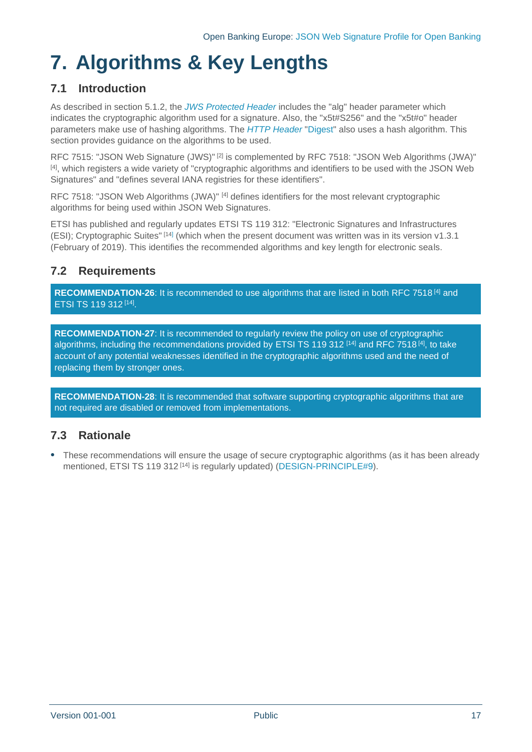# 7. Algorithms & Key Lengths

## 7.1 Introduction

As described in section 5.1.2, the *JWS Protected Header* includes the "alg" header parameter which indicates the cryptographic algorithm used for a signature. Also, the "x5t#S256" and the "x5t#o" header parameters make use of hashing algorithms. The *HTTP Header* "Digest" also uses a hash algorithm. This section provides guidance on the algorithms to be used.

RFC 7515: "JSON Web Signature (JWS)" [2] is complemented by RFC 7518: "JSON Web Algorithms (JWA)" [4], which registers a wide variety of "cryptographic algorithms and identifiers to be used with the JSON Web Signatures" and "defines several IANA registries for these identifiers".

RFC 7518: "JSON Web Algorithms (JWA)" [4] defines identifiers for the most relevant cryptographic algorithms for being used within JSON Web Signatures.

ETSI has published and regularly updates ETSI TS 119 312: "Electronic Signatures and Infrastructures (ESI); Cryptographic Suites" [14] (which when the present document was written was in its version v1.3.1 (February of 2019). This identifies the recommended algorithms and key length for electronic seals.

## 7.2 Requirements

**RECOMMENDATION-26**: It is recommended to use algorithms that are listed in both RFC 7518 [4] and ETSI TS 119 312 [14].

**RECOMMENDATION-27**: It is recommended to regularly review the policy on use of cryptographic algorithms, including the recommendations provided by ETSI TS 119 312 [14] and RFC 7518 [4], to take account of any potential weaknesses identified in the cryptographic algorithms used and the need of replacing them by stronger ones.

**RECOMMENDATION-28**: It is recommended that software supporting cryptographic algorithms that are not required are disabled or removed from implementations.

## 7.3 Rationale

- These recommendations will ensure the usage of secure cryptographic algorithms (as it has been already mentioned, ETSI TS 119 312 [14] is regularly updated) (DESIGN-PRINCIPLE#9).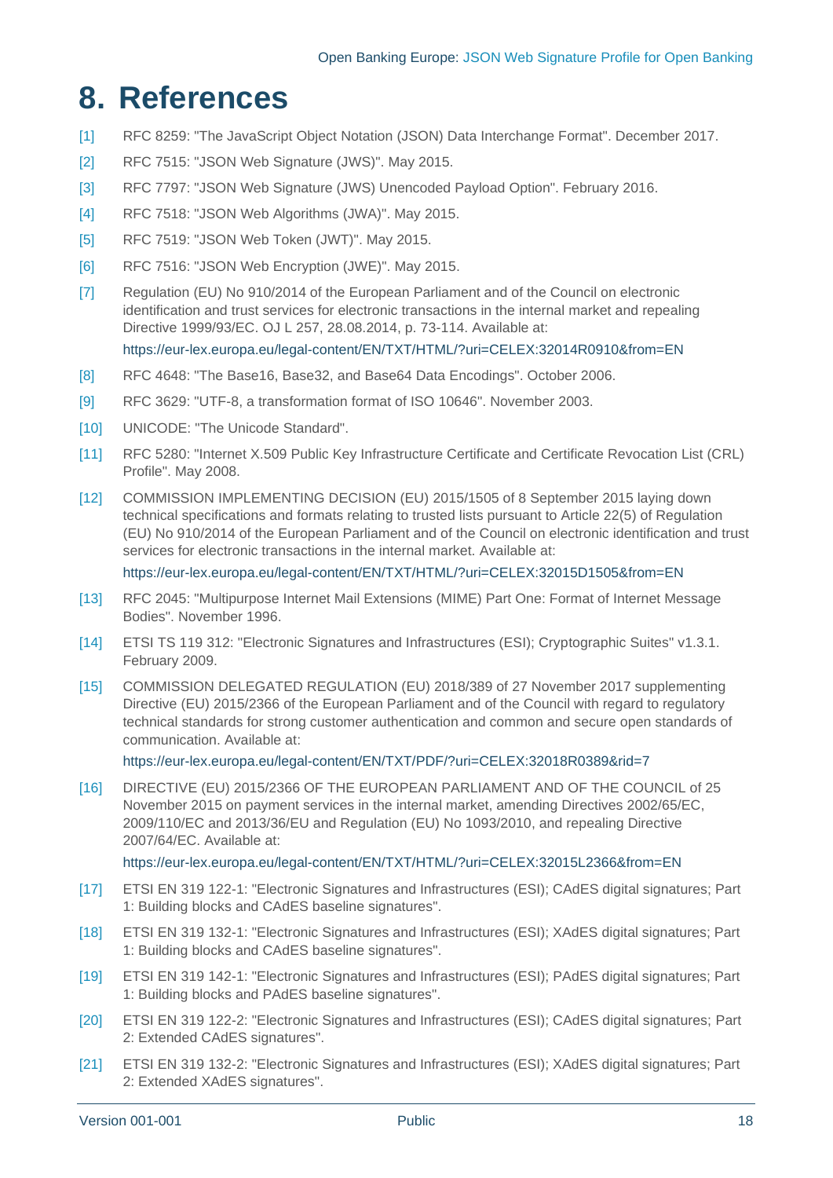# 8. References

[1] RFC 8259: "The JavaScript Object Notation (JSON) Data Interchange Format". December 2017.

[2] RFC 7515: "JSON Web Signature (JWS)". May 2015.

[3] RFC 7797: "JSON Web Signature (JWS) Unencoded Payload Option". February 2016.

[4] RFC 7518: "JSON Web Algorithms (JWA)". May 2015.

[5] RFC 7519: "JSON Web Token (JWT)". May 2015.

[6] RFC 7516: "JSON Web Encryption (JWE)". May 2015.

[7] Regulation (EU) No 910/2014 of the European Parliament and of the Council on electronic identification and trust services for electronic transactions in the internal market and repealing Directive 1999/93/EC. OJ L 257, 28.08.2014, p. 73-114. Available at:

https://eur-lex.europa.eu/legal-content/EN/TXT/HTML/?uri=CELEX:32014R0910&from=EN

[8] RFC 4648: "The Base16, Base32, and Base64 Data Encodings". October 2006.

[9] RFC 3629: "UTF-8, a transformation format of ISO 10646". November 2003.

[10] UNICODE: "The Unicode Standard".

[11] RFC 5280: "Internet X.509 Public Key Infrastructure Certificate and Certificate Revocation List (CRL) Profile". May 2008.

[12] COMMISSION IMPLEMENTING DECISION (EU) 2015/1505 of 8 September 2015 laying down technical specifications and formats relating to trusted lists pursuant to Article 22(5) of Regulation (EU) No 910/2014 of the European Parliament and of the Council on electronic identification and trust services for electronic transactions in the internal market. Available at:

https://eur-lex.europa.eu/legal-content/EN/TXT/HTML/?uri=CELEX:32015D1505&from=EN

[13] RFC 2045: "Multipurpose Internet Mail Extensions (MIME) Part One: Format of Internet Message Bodies". November 1996.

[14] ETSI TS 119 312: "Electronic Signatures and Infrastructures (ESI); Cryptographic Suites" v1.3.1. February 2009.

[15] COMMISSION DELEGATED REGULATION (EU) 2018/389 of 27 November 2017 supplementing Directive (EU) 2015/2366 of the European Parliament and of the Council with regard to regulatory technical standards for strong customer authentication and common and secure open standards of communication. Available at:

https://eur-lex.europa.eu/legal-content/EN/TXT/PDF/?uri=CELEX:32018R0389&rid=7

[16] DIRECTIVE (EU) 2015/2366 OF THE EUROPEAN PARLIAMENT AND OF THE COUNCIL of 25 November 2015 on payment services in the internal market, amending Directives 2002/65/EC, 2009/110/EC and 2013/36/EU and Regulation (EU) No 1093/2010, and repealing Directive 2007/64/EC. Available at:

https://eur-lex.europa.eu/legal-content/EN/TXT/HTML/?uri=CELEX:32015L2366&from=EN

[17] ETSI EN 319 122-1: "Electronic Signatures and Infrastructures (ESI); CAdES digital signatures; Part 1: Building blocks and CAdES baseline signatures".

[18] ETSI EN 319 132-1: "Electronic Signatures and Infrastructures (ESI); XAdES digital signatures; Part 1: Building blocks and CAdES baseline signatures".

[19] ETSI EN 319 142-1: "Electronic Signatures and Infrastructures (ESI); PAdES digital signatures; Part 1: Building blocks and PAdES baseline signatures".

[20] ETSI EN 319 122-2: "Electronic Signatures and Infrastructures (ESI); CAdES digital signatures; Part 2: Extended CAdES signatures".

[21] ETSI EN 319 132-2: "Electronic Signatures and Infrastructures (ESI); XAdES digital signatures; Part 2: Extended XAdES signatures".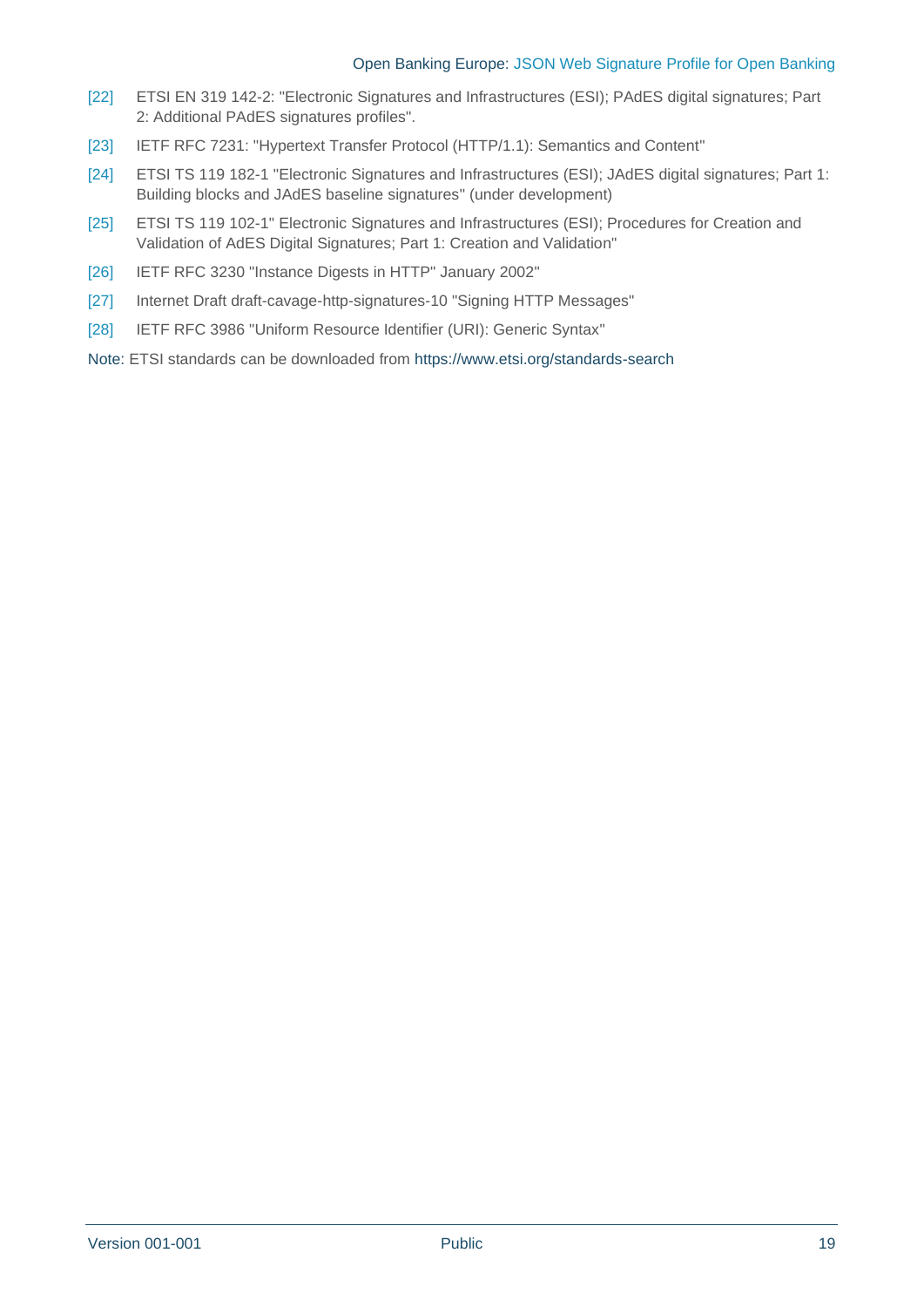[22] ETSI EN 319 142-2: "Electronic Signatures and Infrastructures (ESI); PAdES digital signatures; Part 2: Additional PAdES signatures profiles".

[23] IETF RFC 7231: "Hypertext Transfer Protocol (HTTP/1.1): Semantics and Content"

[24] ETSI TS 119 182-1 "Electronic Signatures and Infrastructures (ESI); JAdES digital signatures; Part 1: Building blocks and JAdES baseline signatures" (under development)

[25] ETSI TS 119 102-1" Electronic Signatures and Infrastructures (ESI); Procedures for Creation and Validation of AdES Digital Signatures; Part 1: Creation and Validation"

[26] IETF RFC 3230 "Instance Digests in HTTP" January 2002"

[27] Internet Draft draft-cavage-http-signatures-10 "Signing HTTP Messages"

[28] IETF RFC 3986 "Uniform Resource Identifier (URI): Generic Syntax"

Note: ETSI standards can be downloaded from https://www.etsi.org/standards-search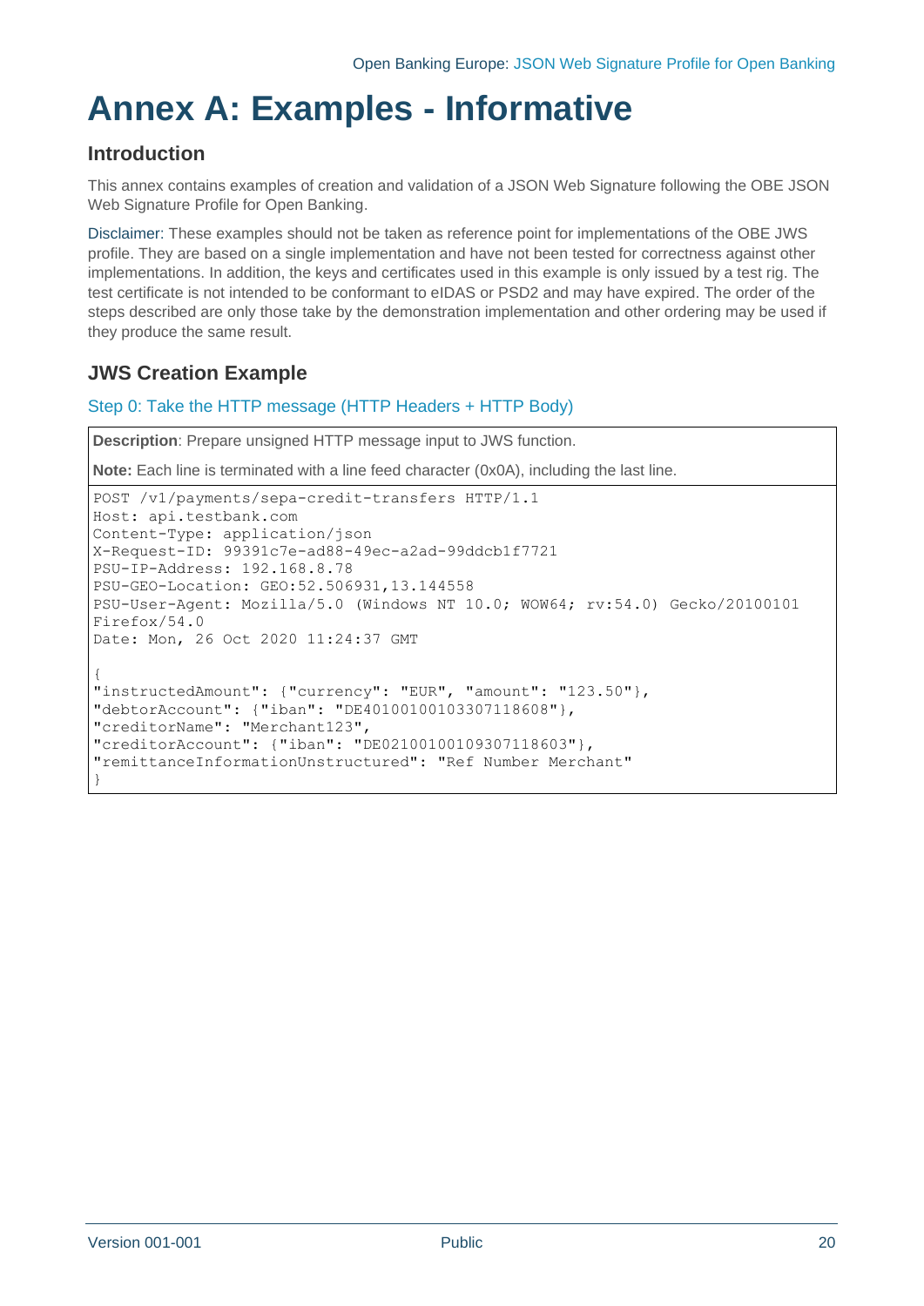# Annex A: Examples - Informative

## Introduction

This annex contains examples of creation and validation of a JSON Web Signature following the OBE JSON Web Signature Profile for Open Banking.

Disclaimer: These examples should not be taken as reference point for implementations of the OBE JWS profile. They are based on a single implementation and have not been tested for correctness against other implementations. In addition, the keys and certificates used in this example is only issued by a test rig. The test certificate is not intended to be conformant to eIDAS or PSD2 and may have expired. The order of the steps described are only those take by the demonstration implementation and other ordering may be used if they produce the same result.

## JWS Creation Example

### Step 0: Take the HTTP message (HTTP Headers + HTTP Body)

**Description**: Prepare unsigned HTTP message input to JWS function.

**Note:** Each line is terminated with a line feed character (0x0A), including the last line.

```
POST /v1/payments/sepa-credit-transfers HTTP/1.1
Host: api.testbank.com
Content-Type: application/json
X-Request-ID: 99391c7e-ad88-49ec-a2ad-99ddcb1f7721
PSU-IP-Address: 192.168.8.78
PSU-GEO-Location: GEO:52.506931,13.144558
PSU-User-Agent: Mozilla/5.0 (Windows NT 10.0; WOW64; rv:54.0) Gecko/20100101
Firefox/54.0
Date: Mon, 26 Oct 2020 11:24:37 GMT

{
"instructedAmount": {"currency": "EUR", "amount": "123.50"},
"debtorAccount": {"iban": "DE40100100103307118608"},
"creditorName": "Merchant123",
"creditorAccount": {"iban": "DE02100100109307118603"},
"remittanceInformationUnstructured": "Ref Number Merchant"
}
```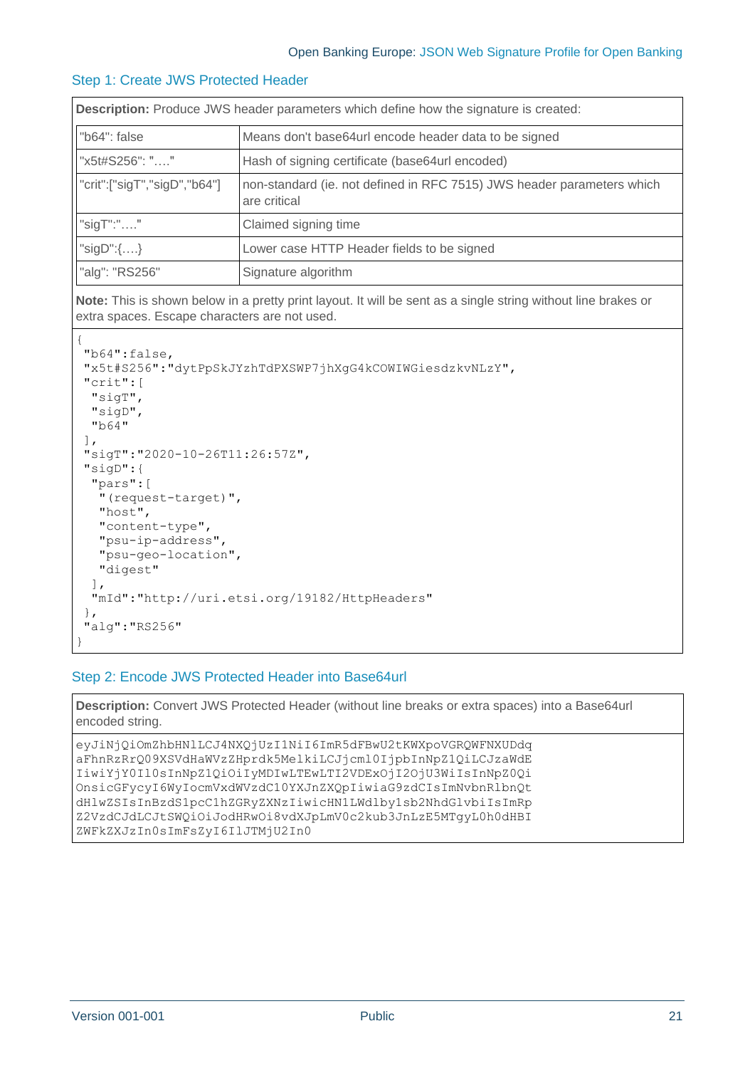### Step 1: Create JWS Protected Header

**Description:** Produce JWS header parameters which define how the signature is created:

| | |
|---|---|
| "b64": false | Means don't base64url encode header data to be signed |
| "x5t#S256": "…." | Hash of signing certificate (base64url encoded) |
| "crit":["sigT","sigD","b64"] | non-standard (ie. not defined in RFC 7515) JWS header parameters which are critical |
| "sigT":"…." | Claimed signing time |
| "sigD":{….} | Lower case HTTP Header fields to be signed |
| "alg": "RS256" | Signature algorithm |

**Note:** This is shown below in a pretty print layout. It will be sent as a single string without line brakes or extra spaces. Escape characters are not used.

```
{
 "b64":false,
 "x5t#S256":"dytPpSkJYzhTdPXSWP7jhXgG4kCOWIWGiesdzkvNLzY",
 "crit":[
  "sigT",
  "sigD",
  "b64"
 ],
 "sigT":"2020-10-26T11:26:57Z",
 "sigD":{
  "pars":[
   "(request-target)",
   "host",
   "content-type",
   "psu-ip-address",
   "psu-geo-location",
   "digest"
  ],
  "mId":"http://uri.etsi.org/19182/HttpHeaders"
 },
 "alg":"RS256"
}
```

### Step 2: Encode JWS Protected Header into Base64url

**Description:** Convert JWS Protected Header (without line breaks or extra spaces) into a Base64url encoded string.

```
eyJiNjQiOmZhbHNlLCJ4NXQjUzI1NiI6ImR5dFBwU2tKWXpoVGRQWFNXUDdq
aFhnRzRrQ09XSVdHaWVzZHprdk5MelkiLCJjcml0IjpbInNpZ1QiLCJzaWdE
IiwiYjY0Il0sInNpZ1QiOiIyMDIwLTEwLTI2VDExOjI2OjU3WiIsInNpZ0Qi
OnsicGFycyI6WyIocmVxdWVzdC10YXJnZXQpIiwiaG9zdCIsImNvbnRlbnQt
dHlwZSIsInBzdS1pcC1hZGRyZXNzIiwicHN1LWdlby1sb2NhdGlvbiIsImRp
Z2VzdCJdLCJtSWQiOiJodHRwOi8vdXJpLmV0c2kub3JnLzE5MTgyL0h0dHBI
ZWFkZXJzIn0sImFsZyI6IlJTMjU2In0
```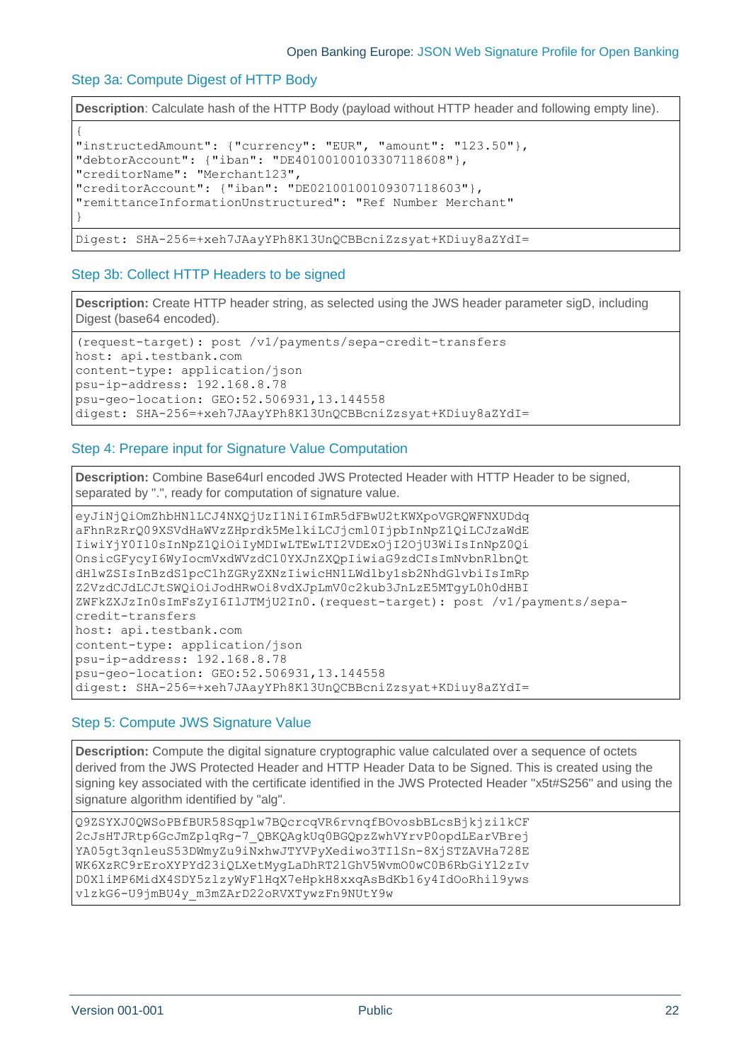## Step 3a: Compute Digest of HTTP Body

**Description**: Calculate hash of the HTTP Body (payload without HTTP header and following empty line).

```
{
"instructedAmount": {"currency": "EUR", "amount": "123.50"},
"debtorAccount": {"iban": "DE40100100103307118608"},
"creditorName": "Merchant123",
"creditorAccount": {"iban": "DE02100100109307118603"},
"remittanceInformationUnstructured": "Ref Number Merchant"
}
```

```
Digest: SHA-256=+xeh7JAayYPh8K13UnQCBBcniZzsyat+KDiuy8aZYdI=
```

## Step 3b: Collect HTTP Headers to be signed

**Description:** Create HTTP header string, as selected using the JWS header parameter sigD, including Digest (base64 encoded).

```
(request-target): post /v1/payments/sepa-credit-transfers
host: api.testbank.com
content-type: application/json
psu-ip-address: 192.168.8.78
psu-geo-location: GEO:52.506931,13.144558
digest: SHA-256=+xeh7JAayYPh8K13UnQCBBcniZzsyat+KDiuy8aZYdI=
```

## Step 4: Prepare input for Signature Value Computation

**Description:** Combine Base64url encoded JWS Protected Header with HTTP Header to be signed, separated by ".", ready for computation of signature value.

```
eyJiNjQiOmZhbHNlLCJ4NXQjUzI1NiI6ImR5dFBwU2tKWXpoVGRQWFNXUDdq
aFhnRzRrQ09XSVdHaWVzZHprdk5MelkiLCJjcml0IjpbInNpZ1QiLCJzaWdE
IiwiYjY0Il0sInNpZ1QiOiIyMDIwLTEwLTI2VDExOjI2OjU3WiIsInNpZ0Qi
OnsicGFycyI6WyIocmVxdWVzdC10YXJnZXQpIiwiaG9zdCIsImNvbnRlbnQt
dHlwZSIsInBzdS1pcC1hZGRyZXNzIiwicHN1LWdlby1sb2NhdGlvbiIsImRp
Z2VzdCJdLCJtSWQiOiJodHRwOi8vdXJpLmV0c2kub3JnLzE5MTgyL0h0dHBI
ZWFkZXJzIn0sImFsZyI6IlJTMjU2In0.(request-target): post /v1/payments/sepa-
credit-transfers
host: api.testbank.com
content-type: application/json
psu-ip-address: 192.168.8.78
psu-geo-location: GEO:52.506931,13.144558
digest: SHA-256=+xeh7JAayYPh8K13UnQCBBcniZzsyat+KDiuy8aZYdI=
```

## Step 5: Compute JWS Signature Value

**Description:** Compute the digital signature cryptographic value calculated over a sequence of octets derived from the JWS Protected Header and HTTP Header Data to be Signed. This is created using the signing key associated with the certificate identified in the JWS Protected Header "x5t#S256" and using the signature algorithm identified by "alg".

```
Q9ZSYXJ0QWSoPBfBUR58Sqplw7BQcrcqVR6rvnqfBOvosbBLcsBjkjzi1kCF
2cJsHTJRtp6GcJmZplqRg-7_QBKQAgkUq0BGQpzZwhVYrvP0opdLEarVBrej
YA05gt3qnleuS53DWmyZu9iNxhwJTYVPyXediwo3TIlSn-8XjSTZAVHa728E
WK6XzRC9rEroXYPYd23iQLXetMygLaDhRT2lGhV5WvmO0wC0B6RbGiYl2zIv
D0XliMP6MidX4SDY5zlzyWyFlHqX7eHpkH8xxqAsBdKb16y4IdOoRhil9yws
vlzkG6-U9jmBU4y_m3mZArD22oRVXTywzFn9NUtY9w
```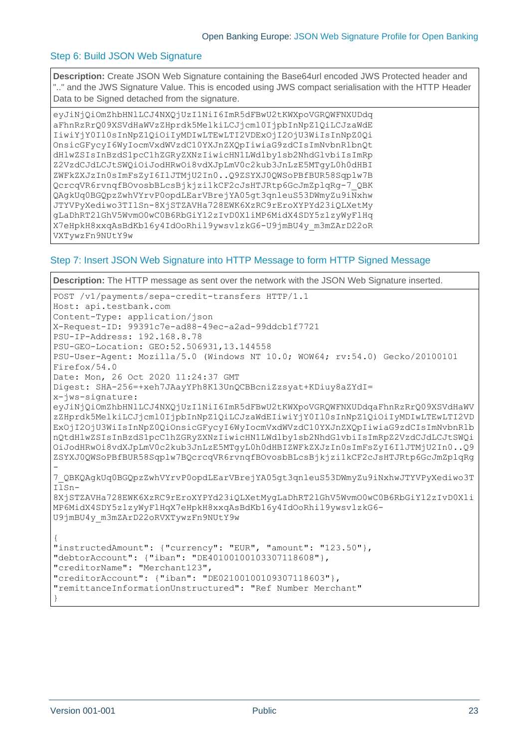## Step 6: Build JSON Web Signature

**Description:** Create JSON Web Signature containing the Base64url encoded JWS Protected header and ".." and the JWS Signature Value. This is encoded using JWS compact serialisation with the HTTP Header Data to be Signed detached from the signature.

```
eyJiNjQiOmZhbHNlLCJ4NXQjUzI1NiI6ImR5dFBwU2tKWXpoVGRQWFNXUDdq
aFhnRzRrQ09XSVdHaWVzZHprdk5MelkiLCJjcml0IjpbInNpZ1QiLCJzaWdE
IiwiYjY0Il0sInNpZ1QiOiIyMDIwLTEwLTI2VDExOjI2OjU3WiIsInNpZ0Qi
OnsicGFycyI6WyIocmVxdWVzdC10YXJnZXQpIiwiaG9zdCIsImNvbnRlbnQt
dHlwZSIsInBzdS1pcC1hZGRyZXNzIiwicHN1LWdlby1sb2NhdGlvbiIsImRp
Z2VzdCJdLCJtSWQiOiJodHRwOi8vdXJpLmV0c2kub3JnLzE5MTgyL0h0dHBI
ZWFkZXJzIn0sImFsZyI6IlJTMjU2In0..Q9ZSYXJ0QWSoPBfBUR58Sqplw7B
QcrcqVR6rvnqfBOvosbBLcsBjkjzi1kCF2cJsHTJRtp6GcJmZplqRg-7_QBK
QAgkUq0BGQpzZwhVYrvP0opdLEarVBrejYA05gt3qnleuS53DWmyZu9iNxhw
JTYVPyXediwo3TIlSn-8XjSTZAVHa728EWK6XzRC9rEroXYPYd23iQLXetMy
gLaDhRT2lGhV5WvmO0wC0B6RbGiYl2zIvD0XliMP6MidX4SDY5zlzyWyFlHq
X7eHpkH8xxqAsBdKb16y4IdOoRhil9ywsvlzkG6-U9jmBU4y_m3mZArD22oR
VXTywzFn9NUtY9w
```

## Step 7: Insert JSON Web Signature into HTTP Message to form HTTP Signed Message

**Description:** The HTTP message as sent over the network with the JSON Web Signature inserted.

```
POST /v1/payments/sepa-credit-transfers HTTP/1.1
Host: api.testbank.com
Content-Type: application/json
X-Request-ID: 99391c7e-ad88-49ec-a2ad-99ddcb1f7721
PSU-IP-Address: 192.168.8.78
PSU-GEO-Location: GEO:52.506931,13.144558
PSU-User-Agent: Mozilla/5.0 (Windows NT 10.0; WOW64; rv:54.0) Gecko/20100101
Firefox/54.0
Date: Mon, 26 Oct 2020 11:24:37 GMT
Digest: SHA-256=+xeh7JAayYPh8K13UnQCBBcniZzsyat+KDiuy8aZYdI=
x-jws-signature:
eyJiNjQiOmZhbHNlLCJ4NXQjUzI1NiI6ImR5dFBwU2tKWXpoVGRQWFNXUDdqaFhnRzRrQ09XSVdHaWV
zZHprdk5MelkiLCJjcml0IjpbInNpZ1QiLCJzaWdEIiwiYjY0Il0sInNpZ1QiOiIyMDIwLTEwLTI2VD
ExOjI2OjU3WiIsInNpZ0QiOnsicGFycyI6WyIocmVxdWVzdC10YXJnZXQpIiwiaG9zdCIsImNvbnRlb
nQtdHlwZSIsInBzdS1pcC1hZGRyZXNzIiwicHN1LWdlby1sb2NhdGlvbiIsImRpZ2VzdCJdLCJtSWQi
OiJodHRwOi8vdXJpLmV0c2kub3JnLzE5MTgyL0h0dHBIZWFkZXJzIn0sImFsZyI6IlJTMjU2In0..Q9
ZSYXJ0QWSoPBfBUR58Sqplw7BQcrcqVR6rvnqfBOvosbBLcsBjkjzi1kCF2cJsHTJRtp6GcJmZplqRg
-
7_QBKQAgkUq0BGQpzZwhVYrvP0opdLEarVBrejYA05gt3qnleuS53DWmyZu9iNxhwJTYVPyXediwo3T
IlSn-
8XjSTZAVHa728EWK6XzRC9rEroXYPYd23iQLXetMygLaDhRT2lGhV5WvmO0wC0B6RbGiYl2zIvD0Xli
MP6MidX4SDY5zlzyWyFlHqX7eHpkH8xxqAsBdKb16y4IdOoRhil9ywsvlzkG6-
U9jmBU4y_m3mZArD22oRVXTywzFn9NUtY9w

{
"instructedAmount": {"currency": "EUR", "amount": "123.50"},
"debtorAccount": {"iban": "DE40100100103307118608"},
"creditorName": "Merchant123",
"creditorAccount": {"iban": "DE02100100109307118603"},
"remittanceInformationUnstructured": "Ref Number Merchant"
}
```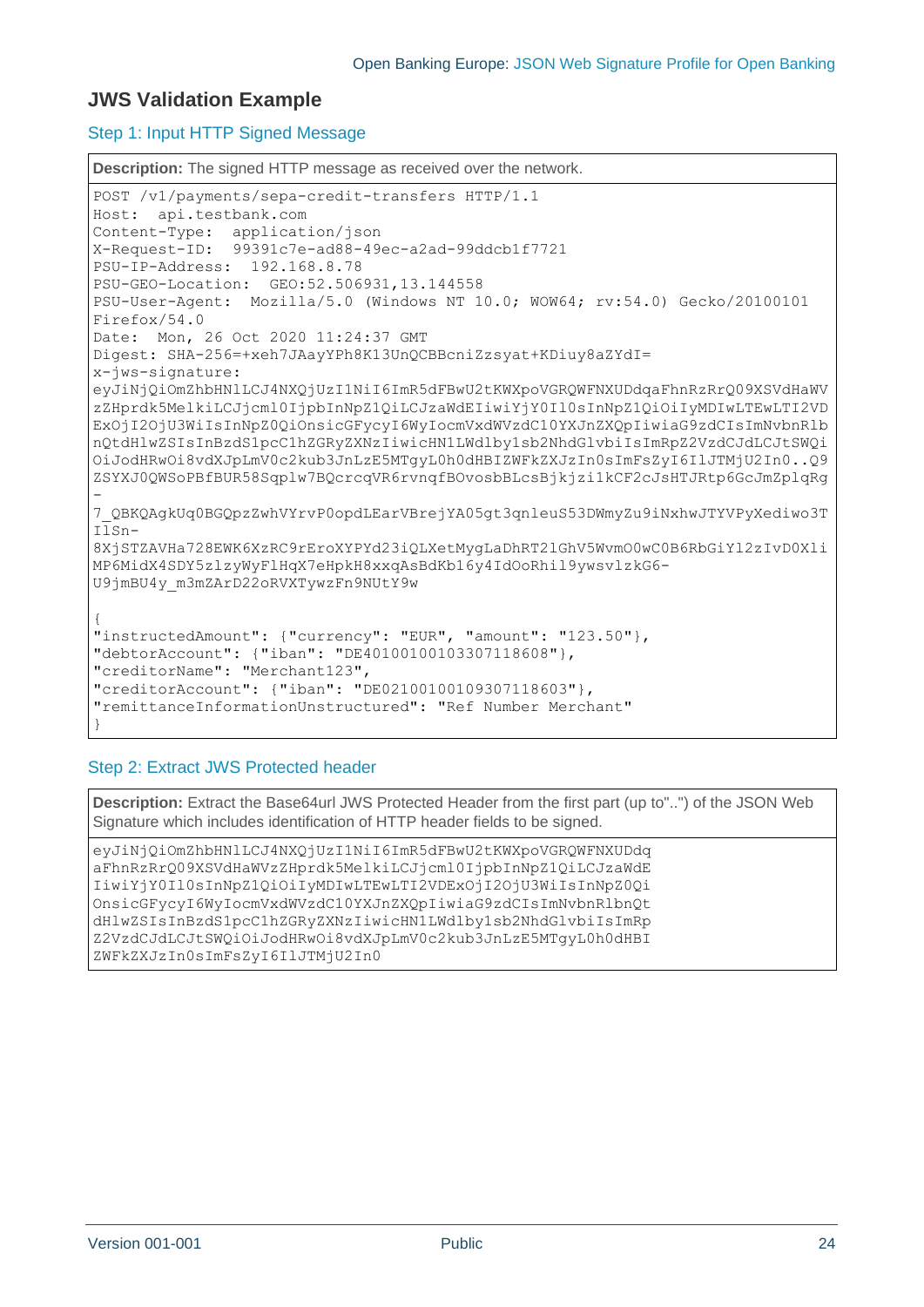## JWS Validation Example

### Step 1: Input HTTP Signed Message

**Description:** The signed HTTP message as received over the network.

```
POST /v1/payments/sepa-credit-transfers HTTP/1.1
Host:  api.testbank.com
Content-Type:  application/json
X-Request-ID:  99391c7e-ad88-49ec-a2ad-99ddcb1f7721
PSU-IP-Address:  192.168.8.78
PSU-GEO-Location:  GEO:52.506931,13.144558
PSU-User-Agent:  Mozilla/5.0 (Windows NT 10.0; WOW64; rv:54.0) Gecko/20100101
Firefox/54.0
Date:  Mon, 26 Oct 2020 11:24:37 GMT
Digest: SHA-256=+xeh7JAayYPh8K13UnQCBBcniZzsyat+KDiuy8aZYdI=
x-jws-signature:
eyJiNjQiOmZhbHNlLCJ4NXQjUzI1NiI6ImR5dFBwU2tKWXpoVGRQWFNXUDdqaFhnRzRrQ09XSVdHaWV
zZHprdk5MelkiLCJjcml0IjpbInNpZ1QiLCJzaWdEIiwiYjY0Il0sInNpZ1QiOiIyMDIwLTEwLTI2VD
ExOjI2OjU3WiIsInNpZ0QiOnsicGFycyI6WyIocmVxdWVzdC10YXJnZXQpIiwiaG9zdCIsImNvbnRlb
nQtdHlwZSIsInBzdS1pcC1hZGRyZXNzIiwicHN1LWdlby1sb2NhdGlvbiIsImRpZ2VzdCJdLCJtSWQi
OiJodHRwOi8vdXJpLmV0c2kub3JnLzE5MTgyL0h0dHBIZWFkZXJzIn0sImFsZyI6IlJTMjU2In0..Q9
ZSYXJ0QWSoPBfBUR58Sqplw7BQcrcqVR6rvnqfBOvosbBLcsBjkjzi1kCF2cJsHTJRtp6GcJmZplqRg
-
7_QBKQAgkUq0BGQpzZwhVYrvP0opdLEarVBrejYA05gt3qnleuS53DWmyZu9iNxhwJTYVPyXediwo3T
IlSn-
8XjSTZAVHa728EWK6XzRC9rEroXYPYd23iQLXetMygLaDhRT21GhV5WvmO0wC0B6RbGiYl2zIvD0Xli
MP6MidX4SDY5zlzyWyFlHqX7eHpkH8xxqAsBdKb16y4IdOoRhil9ywsvlzkG6-
U9jmBU4y_m3mZArD22oRVXTywzFn9NUtY9w

{
"instructedAmount": {"currency": "EUR", "amount": "123.50"},
"debtorAccount": {"iban": "DE40100100103307118608"},
"creditorName": "Merchant123",
"creditorAccount": {"iban": "DE02100100109307118603"},
"remittanceInformationUnstructured": "Ref Number Merchant"
}
```

### Step 2: Extract JWS Protected header

**Description:** Extract the Base64url JWS Protected Header from the first part (up to"..") of the JSON Web Signature which includes identification of HTTP header fields to be signed.

```
eyJiNjQiOmZhbHNlLCJ4NXQjUzI1NiI6ImR5dFBwU2tKWXpoVGRQWFNXUDdq
aFhnRzRrQ09XSVdHaWVzZHprdk5MelkiLCJjcml0IjpbInNpZ1QiLCJzaWdE
IiwiYjY0Il0sInNpZ1QiOiIyMDIwLTEwLTI2VDExOjI2OjU3WiIsInNpZ0Qi
OnsicGFycyI6WyIocmVxdWVzdC10YXJnZXQpIiwiaG9zdCIsImNvbnRlbnQt
dHlwZSIsInBzdS1pcC1hZGRyZXNzIiwicHN1LWdlby1sb2NhdGlvbiIsImRp
Z2VzdCJdLCJtSWQiOiJodHRwOi8vdXJpLmV0c2kub3JnLzE5MTgyL0h0dHBI
ZWFkZXJzIn0sImFsZyI6IlJTMjU2In0
```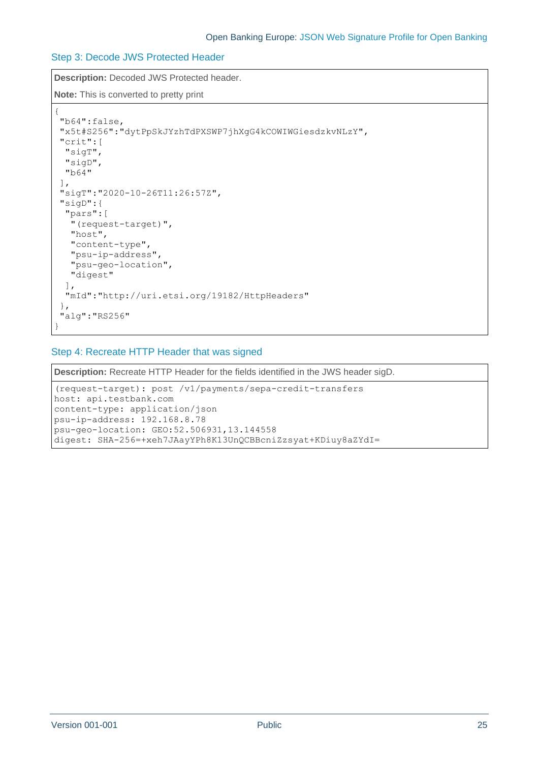### Step 3: Decode JWS Protected Header

**Description:** Decoded JWS Protected header.

**Note:** This is converted to pretty print

```
{
 "b64":false,
 "x5t#S256":"dytPpSkJYzhTdPXSWP7jhXgG4kCOWIWGiesdzkvNLzY",
 "crit":[
  "sigT",
  "sigD",
  "b64"
 ],
 "sigT":"2020-10-26T11:26:57Z",
 "sigD":{
  "pars":[
   "(request-target)",
   "host",
   "content-type",
   "psu-ip-address",
   "psu-geo-location",
   "digest"
  ],
  "mId":"http://uri.etsi.org/19182/HttpHeaders"
 },
 "alg":"RS256"
}
```

### Step 4: Recreate HTTP Header that was signed

**Description:** Recreate HTTP Header for the fields identified in the JWS header sigD.

```
(request-target): post /v1/payments/sepa-credit-transfers
host: api.testbank.com
content-type: application/json
psu-ip-address: 192.168.8.78
psu-geo-location: GEO:52.506931,13.144558
digest: SHA-256=+xeh7JAayYPh8K13UnQCBBcniZzsyat+KDiuy8aZYdI=
```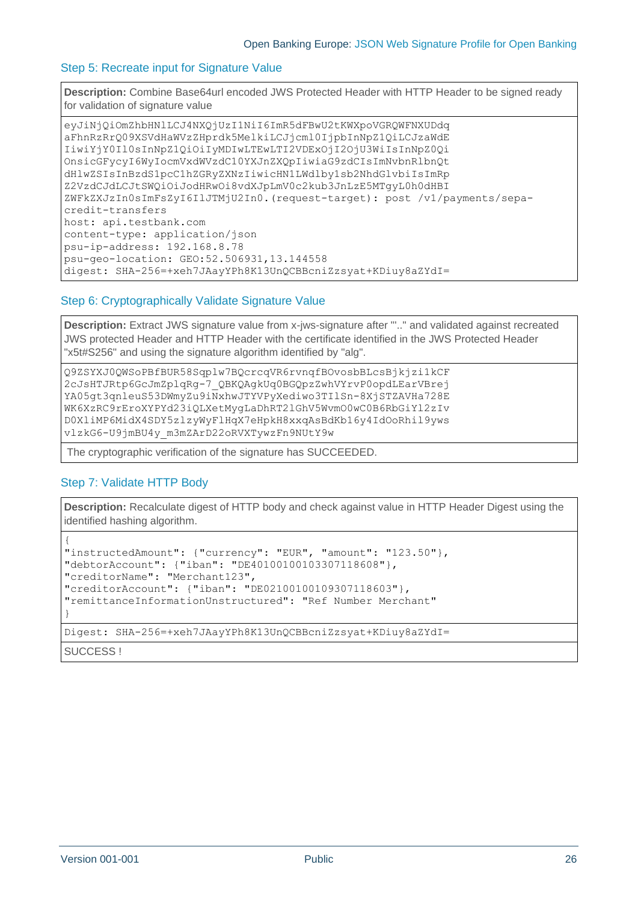### Step 5: Recreate input for Signature Value

**Description:** Combine Base64url encoded JWS Protected Header with HTTP Header to be signed ready for validation of signature value

```
eyJiNjQiOmZhbHNlLCJ4NXQjUzI1NiI6ImR5dFBwU2tKWXpoVGRQWFNXUDdq
aFhnRzRrQ09XSVdHaWVzZHprdk5MelkiLCJjcml0IjpbInNpZ1QiLCJzaWdE
IiwiYjY0Il0sInNpZ1QiOiIyMDIwLTEwLTI2VDExOjI2OjU3WiIsInNpZ0Qi
OnsicGFycyI6WyIocmVxdWVzdC10YXJnZXQpIiwiaG9zdCIsImNvbnRlbnQt
dHlwZSIsInBzdS1pcC1hZGRyZXNzIiwicHN1LWdlby1sb2NhdGlvbiIsImRp
Z2VzdCJdLCJtSWQiOiJodHRwOi8vdXJpLmV0c2kub3JnLzE5MTgyL0h0dHBI
ZWFkZXJzIn0sImFsZyI6IlJTMjU2In0.(request-target): post /v1/payments/sepa-
credit-transfers
host: api.testbank.com
content-type: application/json
psu-ip-address: 192.168.8.78
psu-geo-location: GEO:52.506931,13.144558
digest: SHA-256=+xeh7JAayYPh8K13UnQCBBcniZzsyat+KDiuy8aZYdI=
```

### Step 6: Cryptographically Validate Signature Value

**Description:** Extract JWS signature value from x-jws-signature after ".." and validated against recreated JWS protected Header and HTTP Header with the certificate identified in the JWS Protected Header "x5t#S256" and using the signature algorithm identified by "alg".

```
Q9ZSYXJ0QWSoPBfBUR58Sqplw7BQcrcqVR6rvnqfBOvosbBLcsBjkjzi1kCF
2cJsHTJRtp6GcJmZplqRg-7_QBKQAgkUq0BGQpzZwhVYrvP0opdLEarVBrej
YA05gt3qnleuS53DWmyZu9iNxhwJTYVPyXediwo3TIlSn-8XjSTZAVHa728E
WK6XzRC9rEroXYPYd23iQLXetMygLaDhRT21GhV5WvmO0wC0B6RbGiYl2zIv
D0XliMP6MidX4SDY5zlzyWyFlHqX7eHpkH8xxqAsBdKb16y4IdOoRhil9yws
vlzkG6-U9jmBU4y_m3mZArD22oRVXTywzFn9NUtY9w
```

The cryptographic verification of the signature has SUCCEEDED.

### Step 7: Validate HTTP Body

**Description:** Recalculate digest of HTTP body and check against value in HTTP Header Digest using the identified hashing algorithm.

```
{
"instructedAmount": {"currency": "EUR", "amount": "123.50"},
"debtorAccount": {"iban": "DE40100100103307118608"},
"creditorName": "Merchant123",
"creditorAccount": {"iban": "DE02100100109307118603"},
"remittanceInformationUnstructured": "Ref Number Merchant"
}
```

```
Digest: SHA-256=+xeh7JAayYPh8K13UnQCBBcniZzsyat+KDiuy8aZYdI=
```

SUCCESS !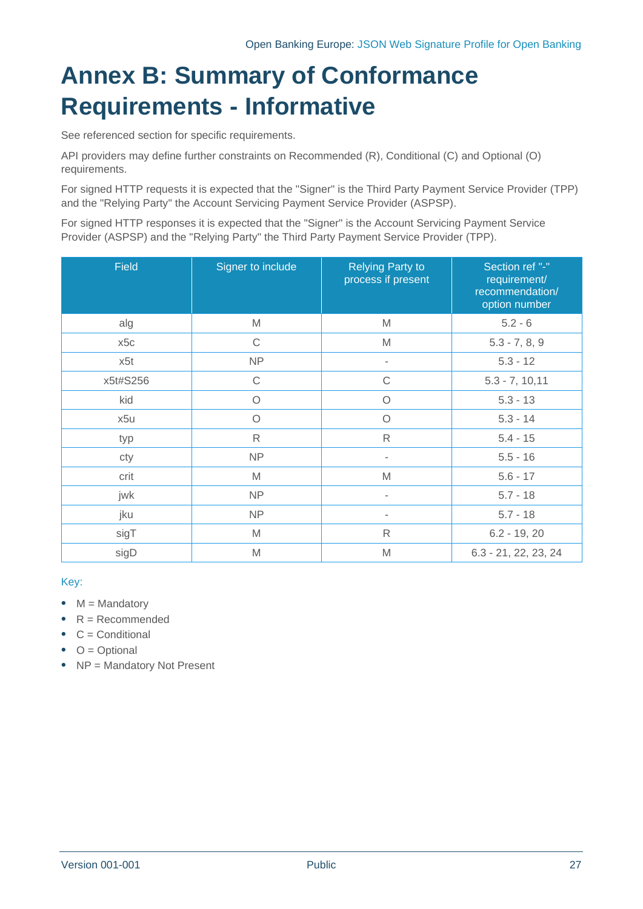# Annex B: Summary of Conformance Requirements - Informative

See referenced section for specific requirements.

API providers may define further constraints on Recommended (R), Conditional (C) and Optional (O) requirements.

For signed HTTP requests it is expected that the "Signer" is the Third Party Payment Service Provider (TPP) and the "Relying Party" the Account Servicing Payment Service Provider (ASPSP).

For signed HTTP responses it is expected that the "Signer" is the Account Servicing Payment Service Provider (ASPSP) and the "Relying Party" the Third Party Payment Service Provider (TPP).

| Field | Signer to include | Relying Party to process if present | Section ref "-" requirement/ recommendation/ option number |
|---|---|---|---|
| alg | M | M | 5.2 - 6 |
| x5c | C | M | 5.3 - 7, 8, 9 |
| x5t | NP | - | 5.3 - 12 |
| x5t#S256 | C | C | 5.3 - 7, 10,11 |
| kid | O | O | 5.3 - 13 |
| x5u | O | O | 5.3 - 14 |
| typ | R | R | 5.4 - 15 |
| cty | NP | - | 5.5 - 16 |
| crit | M | M | 5.6 - 17 |
| jwk | NP | - | 5.7 - 18 |
| jku | NP | - | 5.7 - 18 |
| sigT | M | R | 6.2 - 19, 20 |
| sigD | M | M | 6.3 - 21, 22, 23, 24 |

Key:

- M = Mandatory
- R = Recommended
- C = Conditional
- O = Optional
- NP = Mandatory Not Present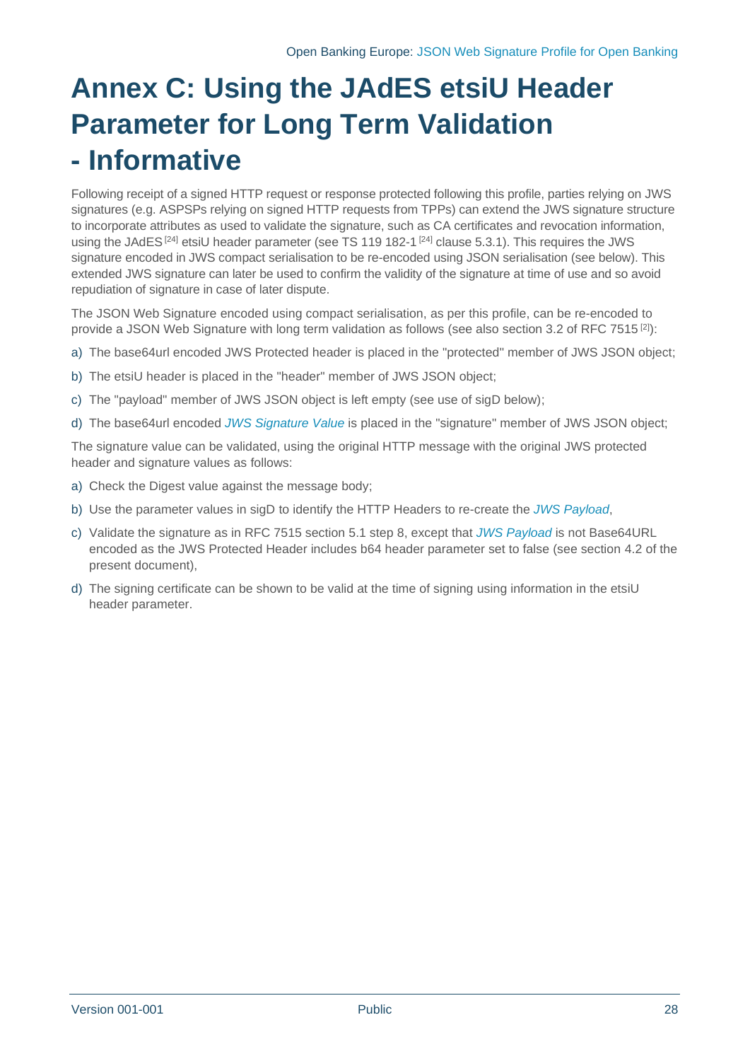# Annex C: Using the JAdES etsiU Header Parameter for Long Term Validation - Informative

Following receipt of a signed HTTP request or response protected following this profile, parties relying on JWS signatures (e.g. ASPSPs relying on signed HTTP requests from TPPs) can extend the JWS signature structure to incorporate attributes as used to validate the signature, such as CA certificates and revocation information, using the JAdES [24] etsiU header parameter (see TS 119 182-1 [24] clause 5.3.1). This requires the JWS signature encoded in JWS compact serialisation to be re-encoded using JSON serialisation (see below). This extended JWS signature can later be used to confirm the validity of the signature at time of use and so avoid repudiation of signature in case of later dispute.

The JSON Web Signature encoded using compact serialisation, as per this profile, can be re-encoded to provide a JSON Web Signature with long term validation as follows (see also section 3.2 of RFC 7515 [2]):

a) The base64url encoded JWS Protected header is placed in the "protected" member of JWS JSON object;

b) The etsiU header is placed in the "header" member of JWS JSON object;

c) The "payload" member of JWS JSON object is left empty (see use of sigD below);

d) The base64url encoded *JWS Signature Value* is placed in the "signature" member of JWS JSON object;

The signature value can be validated, using the original HTTP message with the original JWS protected header and signature values as follows:

a) Check the Digest value against the message body;

b) Use the parameter values in sigD to identify the HTTP Headers to re-create the *JWS Payload*,

c) Validate the signature as in RFC 7515 section 5.1 step 8, except that *JWS Payload* is not Base64URL encoded as the JWS Protected Header includes b64 header parameter set to false (see section 4.2 of the present document),

d) The signing certificate can be shown to be valid at the time of signing using information in the etsiU header parameter.